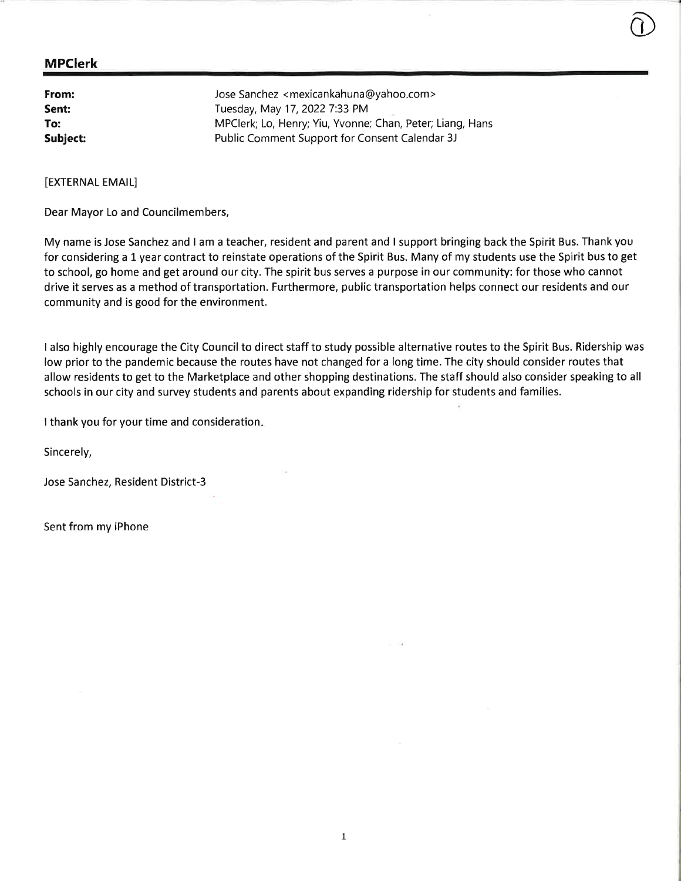**MPClerk**

**From:** Jose Sanchez <mexicankahuna@yahoo.com>
**Sent:** Tuesday, May 17, 2022 7:33 PM
**To:** MPClerk; Lo, Henry; Yiu, Yvonne; Chan, Peter; Liang, Hans
**Subject:** Public Comment Support for Consent Calendar 3J

[EXTERNAL EMAIL]

Dear Mayor Lo and Councilmembers,

My name is Jose Sanchez and I am a teacher, resident and parent and I support bringing back the Spirit Bus. Thank you for considering a 1 year contract to reinstate operations of the Spirit Bus. Many of my students use the Spirit bus to get to school, go home and get around our city. The spirit bus serves a purpose in our community: for those who cannot drive it serves as a method of transportation. Furthermore, public transportation helps connect our residents and our community and is good for the environment.

I also highly encourage the City Council to direct staff to study possible alternative routes to the Spirit Bus. Ridership was low prior to the pandemic because the routes have not changed for a long time. The city should consider routes that allow residents to get to the Marketplace and other shopping destinations. The staff should also consider speaking to all schools in our city and survey students and parents about expanding ridership for students and families.

I thank you for your time and consideration.

Sincerely,

Jose Sanchez, Resident District-3

Sent from my iPhone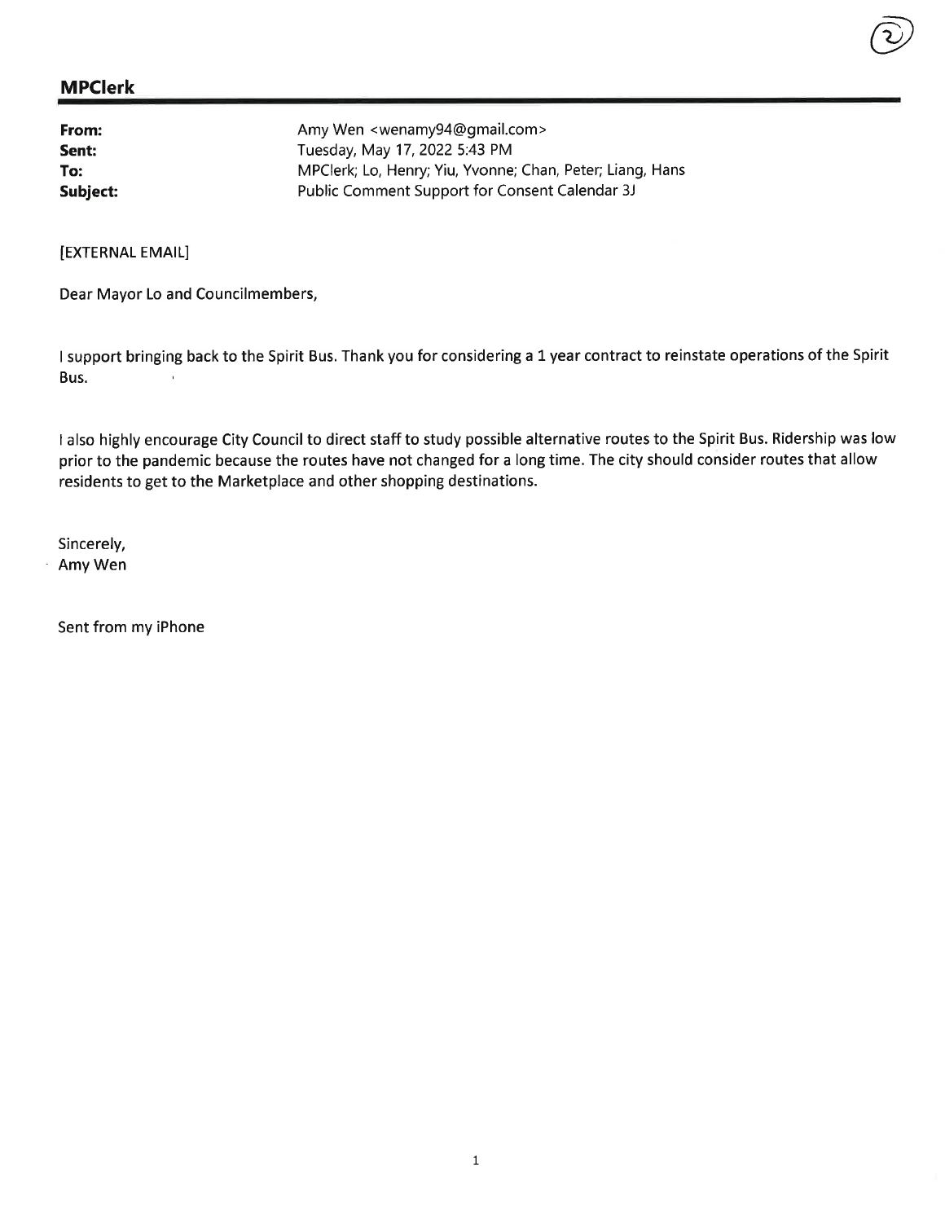**MPClerk**

| | |
|---|---|
| **From:** | Amy Wen <wenamy94@gmail.com> |
| **Sent:** | Tuesday, May 17, 2022 5:43 PM |
| **To:** | MPClerk; Lo, Henry; Yiu, Yvonne; Chan, Peter; Liang, Hans |
| **Subject:** | Public Comment Support for Consent Calendar 3J |

[EXTERNAL EMAIL]

Dear Mayor Lo and Councilmembers,

I support bringing back to the Spirit Bus. Thank you for considering a 1 year contract to reinstate operations of the Spirit Bus.

I also highly encourage City Council to direct staff to study possible alternative routes to the Spirit Bus. Ridership was low prior to the pandemic because the routes have not changed for a long time. The city should consider routes that allow residents to get to the Marketplace and other shopping destinations.

Sincerely,
Amy Wen

Sent from my iPhone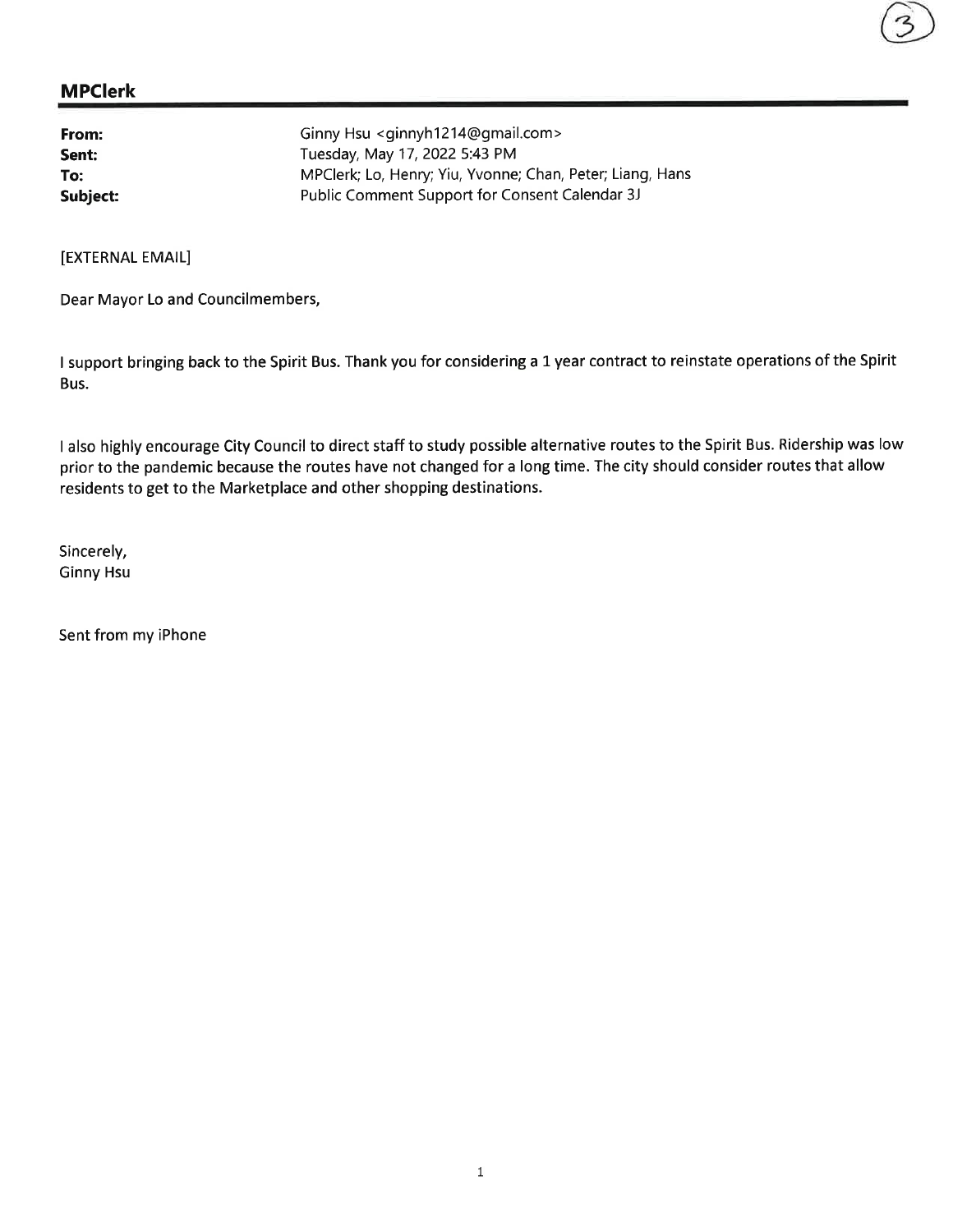## MPClerk

**From:** Ginny Hsu <ginnyh1214@gmail.com>
**Sent:** Tuesday, May 17, 2022 5:43 PM
**To:** MPClerk; Lo, Henry; Yiu, Yvonne; Chan, Peter; Liang, Hans
**Subject:** Public Comment Support for Consent Calendar 3J

[EXTERNAL EMAIL]

Dear Mayor Lo and Councilmembers,

I support bringing back to the Spirit Bus. Thank you for considering a 1 year contract to reinstate operations of the Spirit Bus.

I also highly encourage City Council to direct staff to study possible alternative routes to the Spirit Bus. Ridership was low prior to the pandemic because the routes have not changed for a long time. The city should consider routes that allow residents to get to the Marketplace and other shopping destinations.

Sincerely,
Ginny Hsu

Sent from my iPhone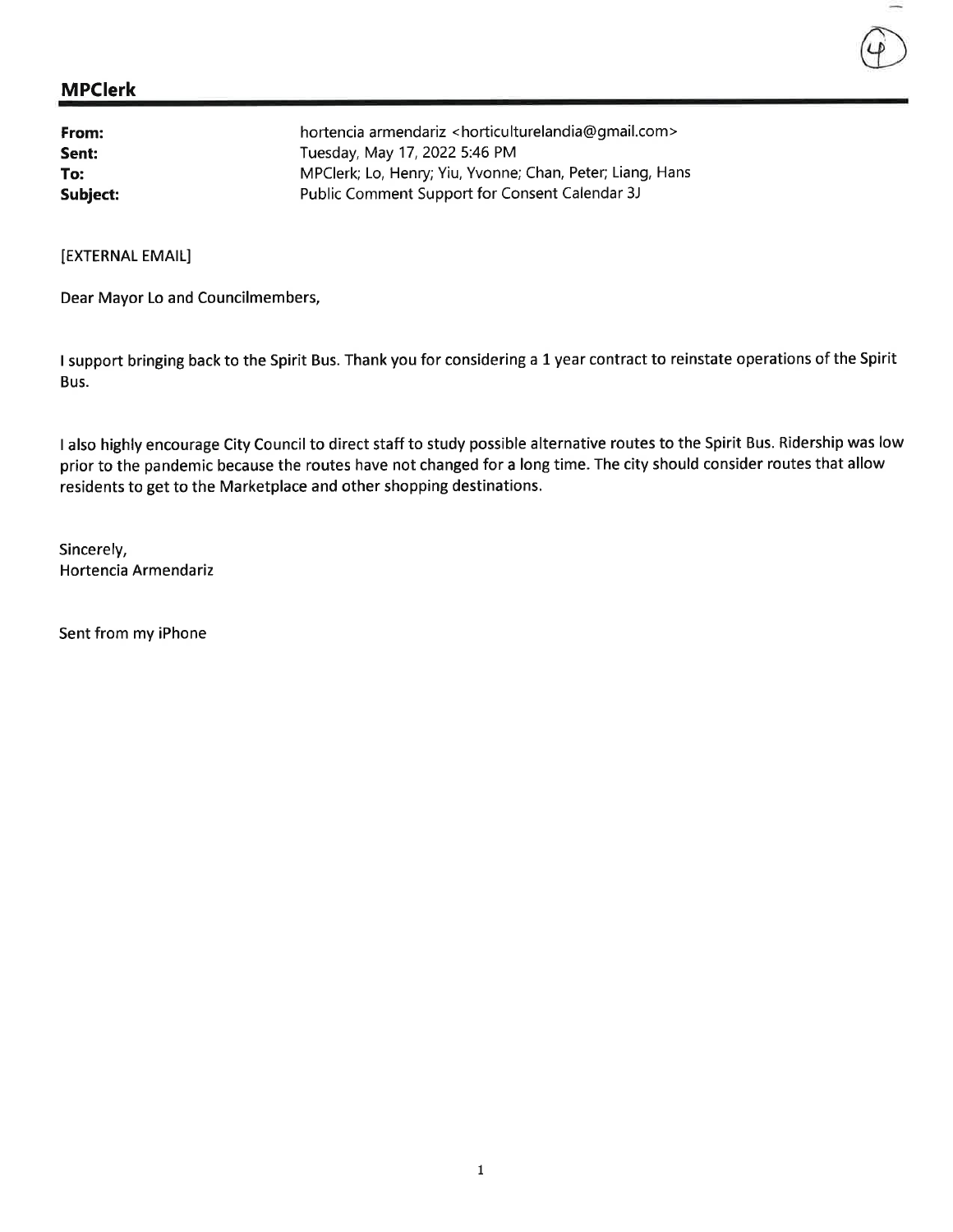## MPClerk

| | |
|---|---|
| **From:** | hortencia armendariz <horticulturelandia@gmail.com> |
| **Sent:** | Tuesday, May 17, 2022 5:46 PM |
| **To:** | MPClerk; Lo, Henry; Yiu, Yvonne; Chan, Peter; Liang, Hans |
| **Subject:** | Public Comment Support for Consent Calendar 3J |

[EXTERNAL EMAIL]

Dear Mayor Lo and Councilmembers,

I support bringing back to the Spirit Bus. Thank you for considering a 1 year contract to reinstate operations of the Spirit Bus.

I also highly encourage City Council to direct staff to study possible alternative routes to the Spirit Bus. Ridership was low prior to the pandemic because the routes have not changed for a long time. The city should consider routes that allow residents to get to the Marketplace and other shopping destinations.

Sincerely,
Hortencia Armendariz

Sent from my iPhone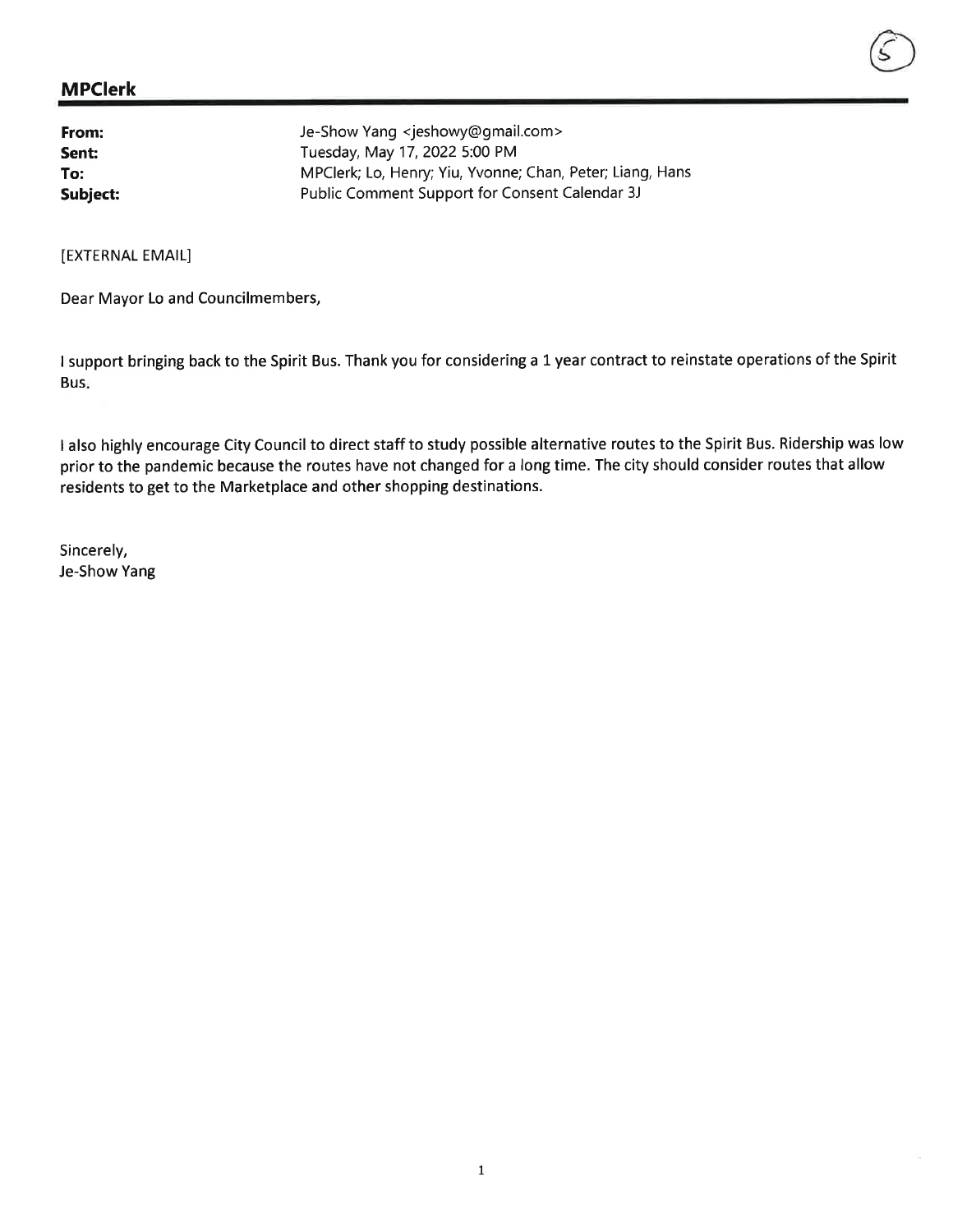## MPClerk

**From:** Je-Show Yang <jeshowy@gmail.com>
**Sent:** Tuesday, May 17, 2022 5:00 PM
**To:** MPClerk; Lo, Henry; Yiu, Yvonne; Chan, Peter; Liang, Hans
**Subject:** Public Comment Support for Consent Calendar 3J

[EXTERNAL EMAIL]

Dear Mayor Lo and Councilmembers,

I support bringing back to the Spirit Bus. Thank you for considering a 1 year contract to reinstate operations of the Spirit Bus.

I also highly encourage City Council to direct staff to study possible alternative routes to the Spirit Bus. Ridership was low prior to the pandemic because the routes have not changed for a long time. The city should consider routes that allow residents to get to the Marketplace and other shopping destinations.

Sincerely,
Je-Show Yang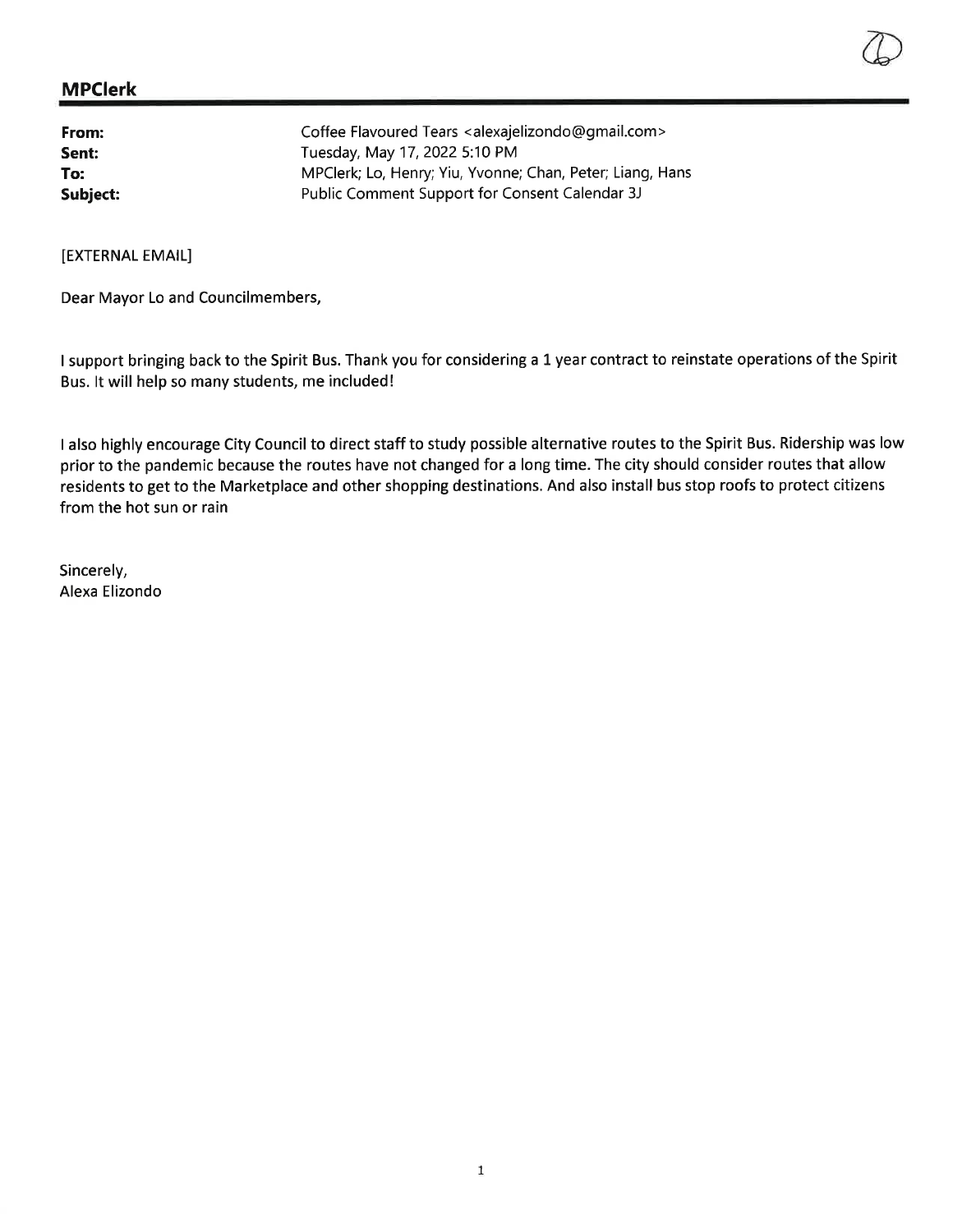## MPClerk

**From:** Coffee Flavoured Tears <alexajelizondo@gmail.com>
**Sent:** Tuesday, May 17, 2022 5:10 PM
**To:** MPClerk; Lo, Henry; Yiu, Yvonne; Chan, Peter; Liang, Hans
**Subject:** Public Comment Support for Consent Calendar 3J

[EXTERNAL EMAIL]

Dear Mayor Lo and Councilmembers,

I support bringing back to the Spirit Bus. Thank you for considering a 1 year contract to reinstate operations of the Spirit Bus. It will help so many students, me included!

I also highly encourage City Council to direct staff to study possible alternative routes to the Spirit Bus. Ridership was low prior to the pandemic because the routes have not changed for a long time. The city should consider routes that allow residents to get to the Marketplace and other shopping destinations. And also install bus stop roofs to protect citizens from the hot sun or rain

Sincerely,
Alexa Elizondo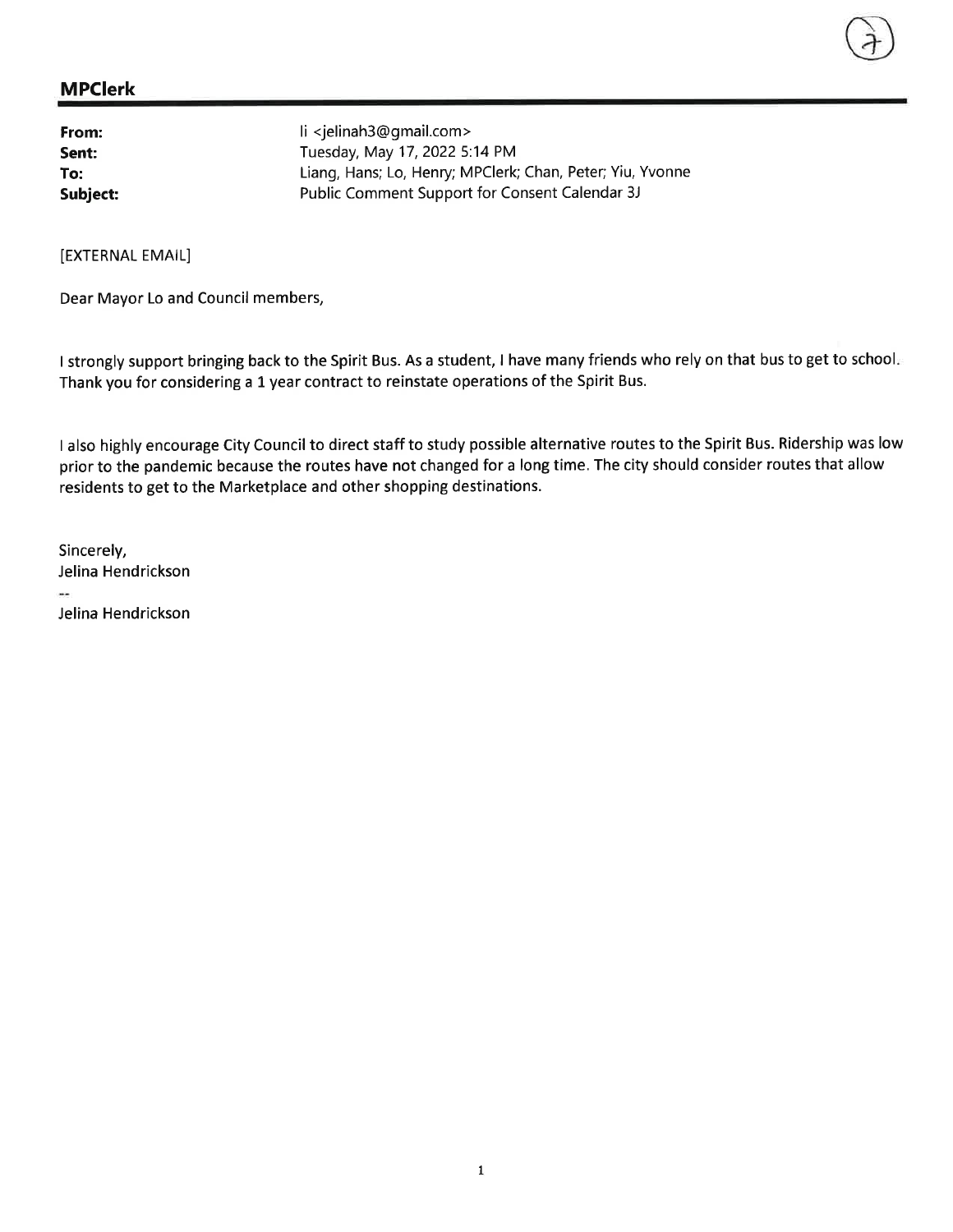## MPClerk

**From:** li <jelinah3@gmail.com>
**Sent:** Tuesday, May 17, 2022 5:14 PM
**To:** Liang, Hans; Lo, Henry; MPClerk; Chan, Peter; Yiu, Yvonne
**Subject:** Public Comment Support for Consent Calendar 3J

[EXTERNAL EMAIL]

Dear Mayor Lo and Council members,

I strongly support bringing back to the Spirit Bus. As a student, I have many friends who rely on that bus to get to school. Thank you for considering a 1 year contract to reinstate operations of the Spirit Bus.

I also highly encourage City Council to direct staff to study possible alternative routes to the Spirit Bus. Ridership was low prior to the pandemic because the routes have not changed for a long time. The city should consider routes that allow residents to get to the Marketplace and other shopping destinations.

Sincerely,
Jelina Hendrickson
--
Jelina Hendrickson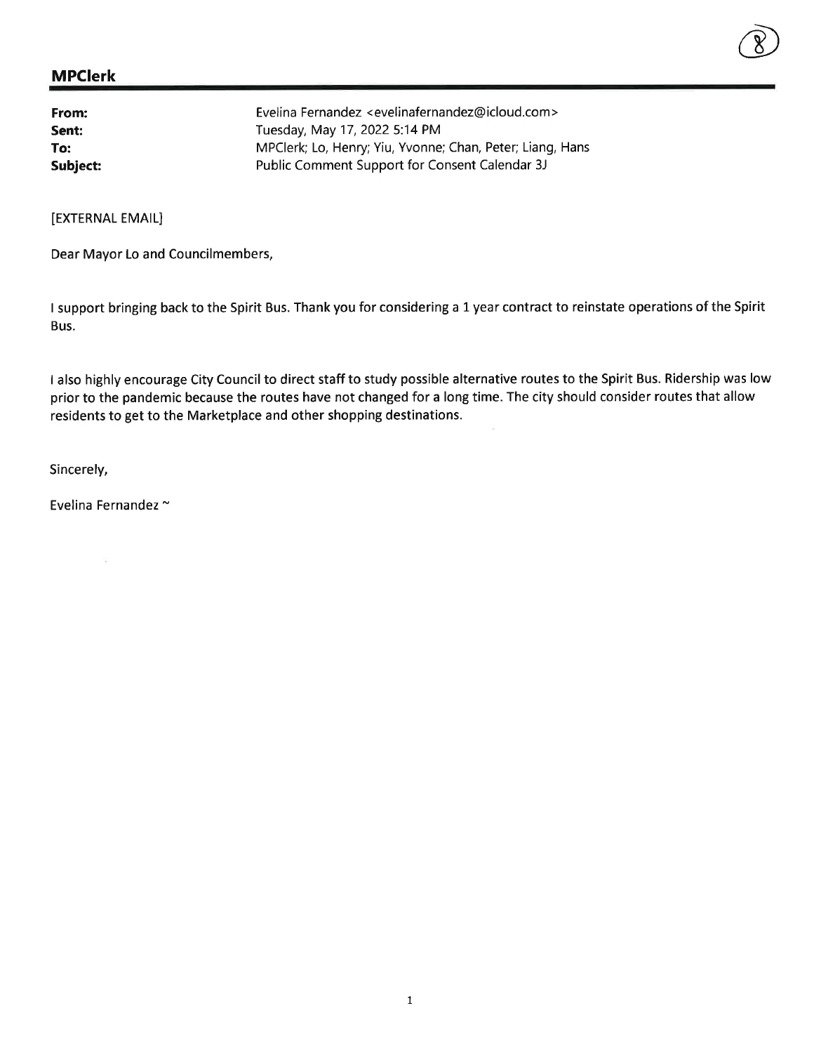## MPClerk

| | |
|---|---|
| **From:** | Evelina Fernandez <evelinafernandez@icloud.com> |
| **Sent:** | Tuesday, May 17, 2022 5:14 PM |
| **To:** | MPClerk; Lo, Henry; Yiu, Yvonne; Chan, Peter; Liang, Hans |
| **Subject:** | Public Comment Support for Consent Calendar 3J |

[EXTERNAL EMAIL]

Dear Mayor Lo and Councilmembers,

I support bringing back to the Spirit Bus. Thank you for considering a 1 year contract to reinstate operations of the Spirit Bus.

I also highly encourage City Council to direct staff to study possible alternative routes to the Spirit Bus. Ridership was low prior to the pandemic because the routes have not changed for a long time. The city should consider routes that allow residents to get to the Marketplace and other shopping destinations.

Sincerely,

Evelina Fernandez ~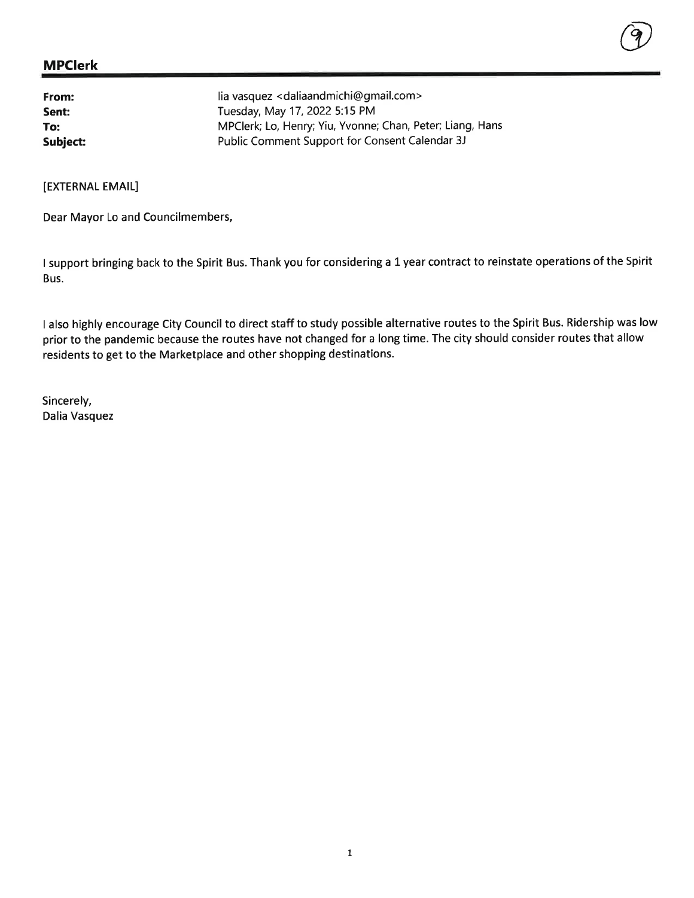**MPClerk**

**From:** lia vasquez <daliaandmichi@gmail.com>
**Sent:** Tuesday, May 17, 2022 5:15 PM
**To:** MPClerk; Lo, Henry; Yiu, Yvonne; Chan, Peter; Liang, Hans
**Subject:** Public Comment Support for Consent Calendar 3J

[EXTERNAL EMAIL]

Dear Mayor Lo and Councilmembers,

I support bringing back to the Spirit Bus. Thank you for considering a 1 year contract to reinstate operations of the Spirit Bus.

I also highly encourage City Council to direct staff to study possible alternative routes to the Spirit Bus. Ridership was low prior to the pandemic because the routes have not changed for a long time. The city should consider routes that allow residents to get to the Marketplace and other shopping destinations.

Sincerely,
Dalia Vasquez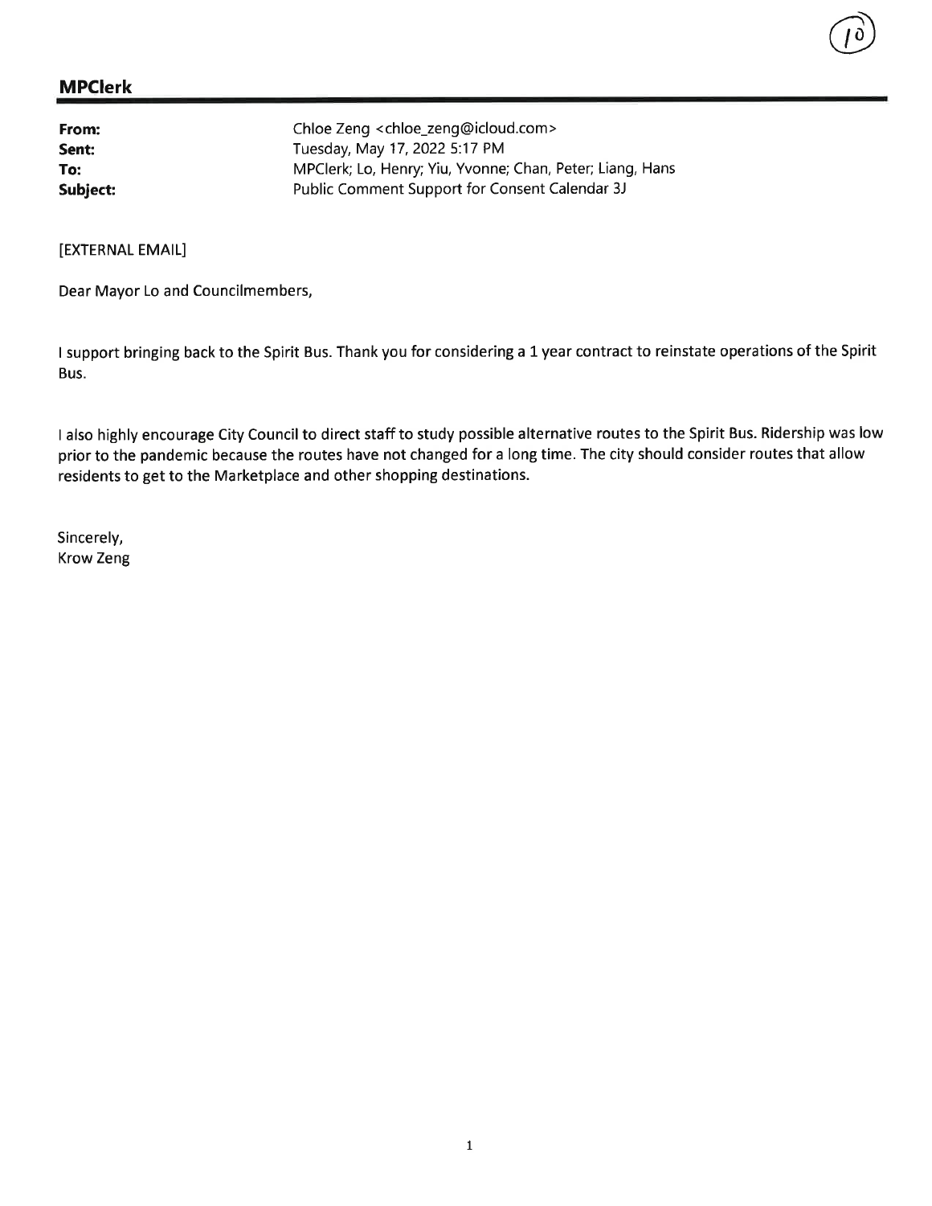**MPClerk**

| | |
|---|---|
| **From:** | Chloe Zeng <chloe_zeng@icloud.com> |
| **Sent:** | Tuesday, May 17, 2022 5:17 PM |
| **To:** | MPClerk; Lo, Henry; Yiu, Yvonne; Chan, Peter; Liang, Hans |
| **Subject:** | Public Comment Support for Consent Calendar 3J |

[EXTERNAL EMAIL]

Dear Mayor Lo and Councilmembers,

I support bringing back to the Spirit Bus. Thank you for considering a 1 year contract to reinstate operations of the Spirit Bus.

I also highly encourage City Council to direct staff to study possible alternative routes to the Spirit Bus. Ridership was low prior to the pandemic because the routes have not changed for a long time. The city should consider routes that allow residents to get to the Marketplace and other shopping destinations.

Sincerely,
Krow Zeng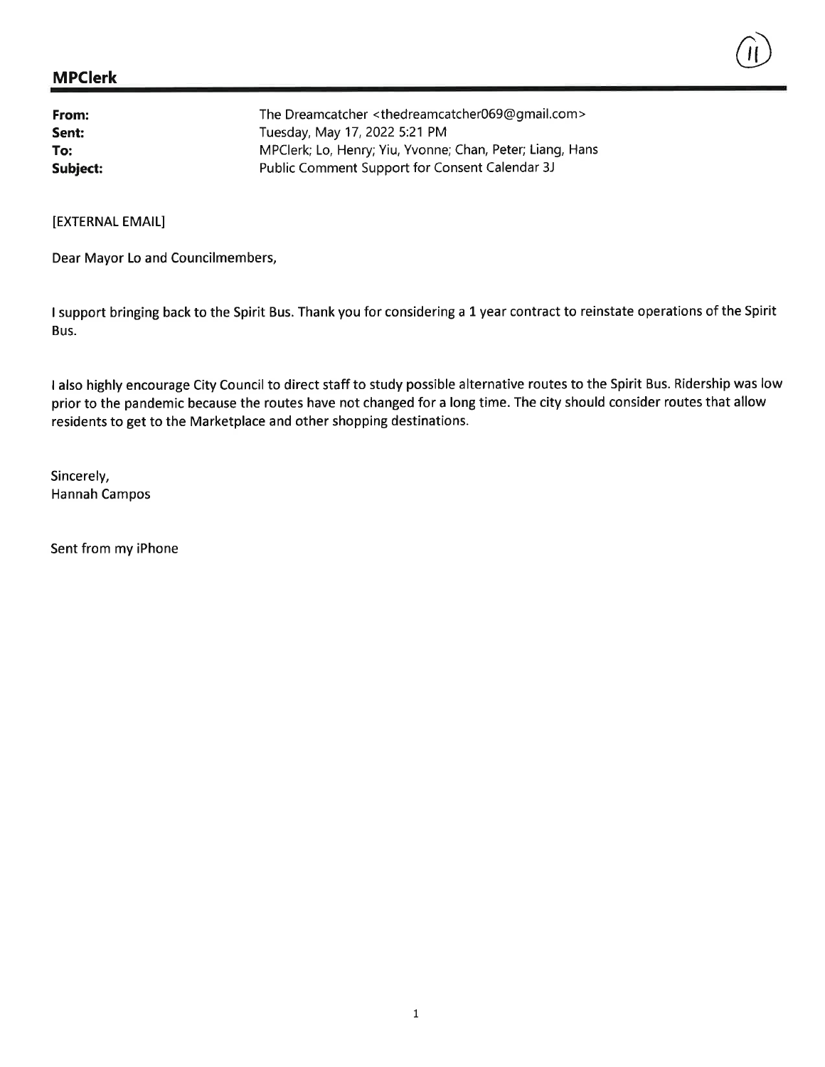**MPClerk**

| | |
|---|---|
| **From:** | The Dreamcatcher <thedreamcatcher069@gmail.com> |
| **Sent:** | Tuesday, May 17, 2022 5:21 PM |
| **To:** | MPClerk; Lo, Henry; Yiu, Yvonne; Chan, Peter; Liang, Hans |
| **Subject:** | Public Comment Support for Consent Calendar 3J |

[EXTERNAL EMAIL]

Dear Mayor Lo and Councilmembers,

I support bringing back to the Spirit Bus. Thank you for considering a 1 year contract to reinstate operations of the Spirit Bus.

I also highly encourage City Council to direct staff to study possible alternative routes to the Spirit Bus. Ridership was low prior to the pandemic because the routes have not changed for a long time. The city should consider routes that allow residents to get to the Marketplace and other shopping destinations.

Sincerely,
Hannah Campos

Sent from my iPhone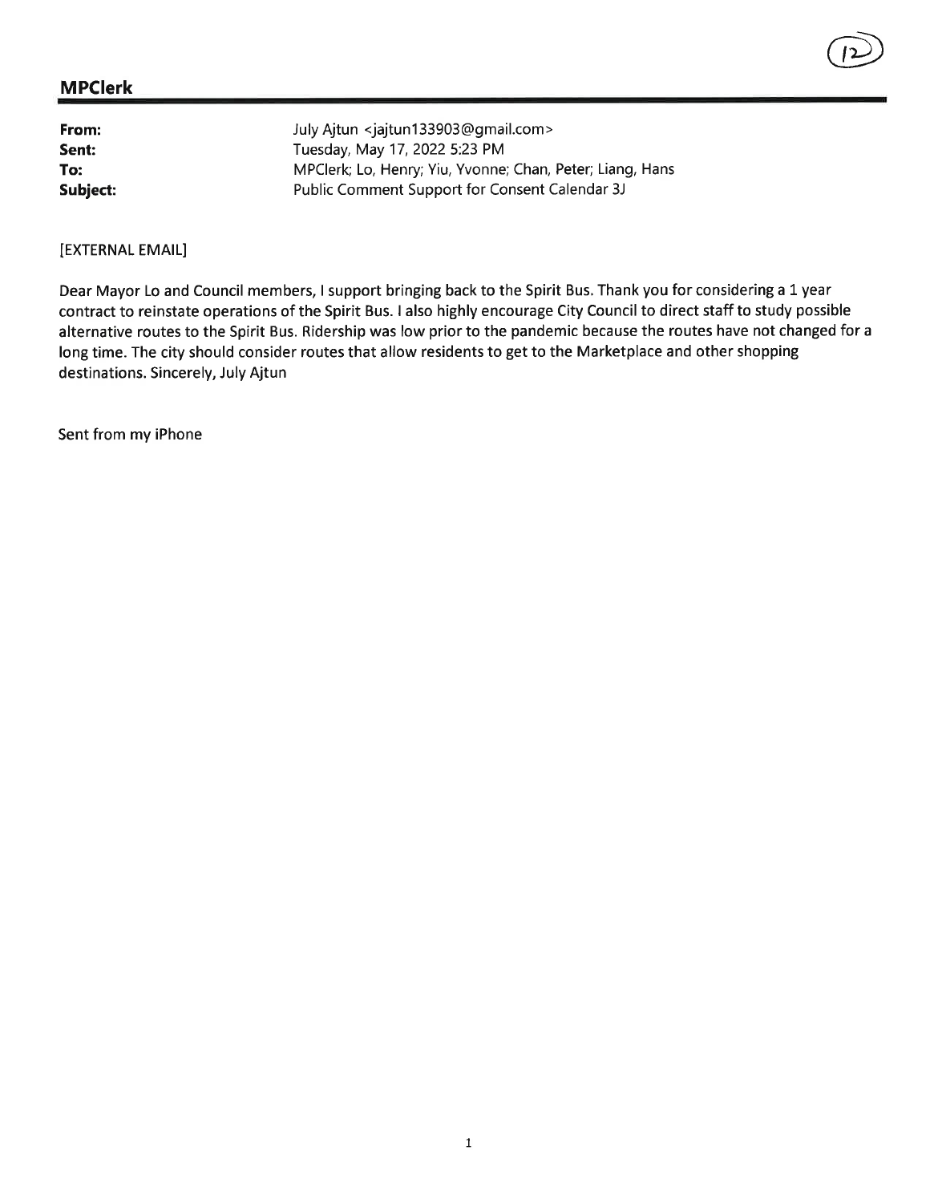## MPClerk

**From:** July Ajtun <jajtun133903@gmail.com>
**Sent:** Tuesday, May 17, 2022 5:23 PM
**To:** MPClerk; Lo, Henry; Yiu, Yvonne; Chan, Peter; Liang, Hans
**Subject:** Public Comment Support for Consent Calendar 3J

[EXTERNAL EMAIL]

Dear Mayor Lo and Council members, I support bringing back to the Spirit Bus. Thank you for considering a 1 year contract to reinstate operations of the Spirit Bus. I also highly encourage City Council to direct staff to study possible alternative routes to the Spirit Bus. Ridership was low prior to the pandemic because the routes have not changed for a long time. The city should consider routes that allow residents to get to the Marketplace and other shopping destinations. Sincerely, July Ajtun

Sent from my iPhone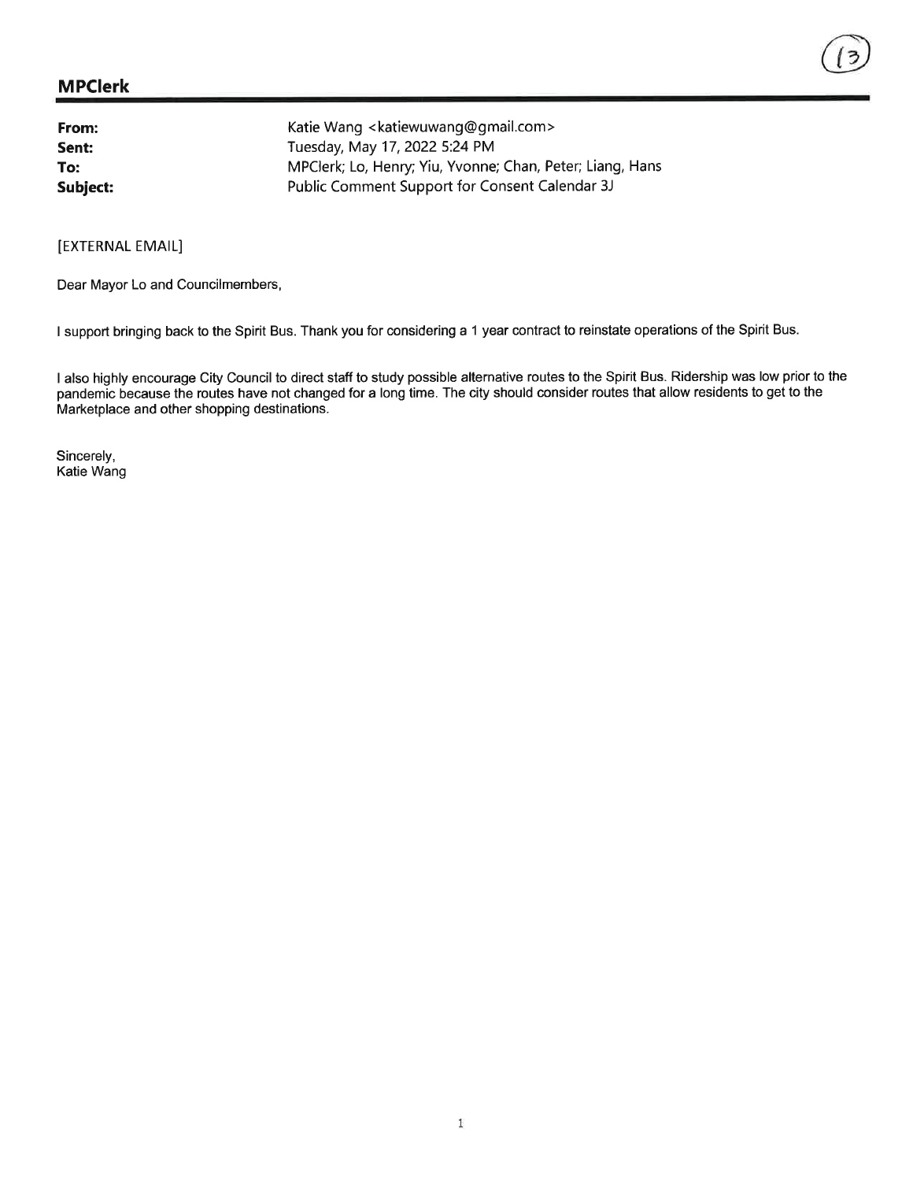## MPClerk

**From:** Katie Wang <katiewuwang@gmail.com>
**Sent:** Tuesday, May 17, 2022 5:24 PM
**To:** MPClerk; Lo, Henry; Yiu, Yvonne; Chan, Peter; Liang, Hans
**Subject:** Public Comment Support for Consent Calendar 3J

[EXTERNAL EMAIL]

Dear Mayor Lo and Councilmembers,

I support bringing back to the Spirit Bus. Thank you for considering a 1 year contract to reinstate operations of the Spirit Bus.

I also highly encourage City Council to direct staff to study possible alternative routes to the Spirit Bus. Ridership was low prior to the pandemic because the routes have not changed for a long time. The city should consider routes that allow residents to get to the Marketplace and other shopping destinations.

Sincerely,
Katie Wang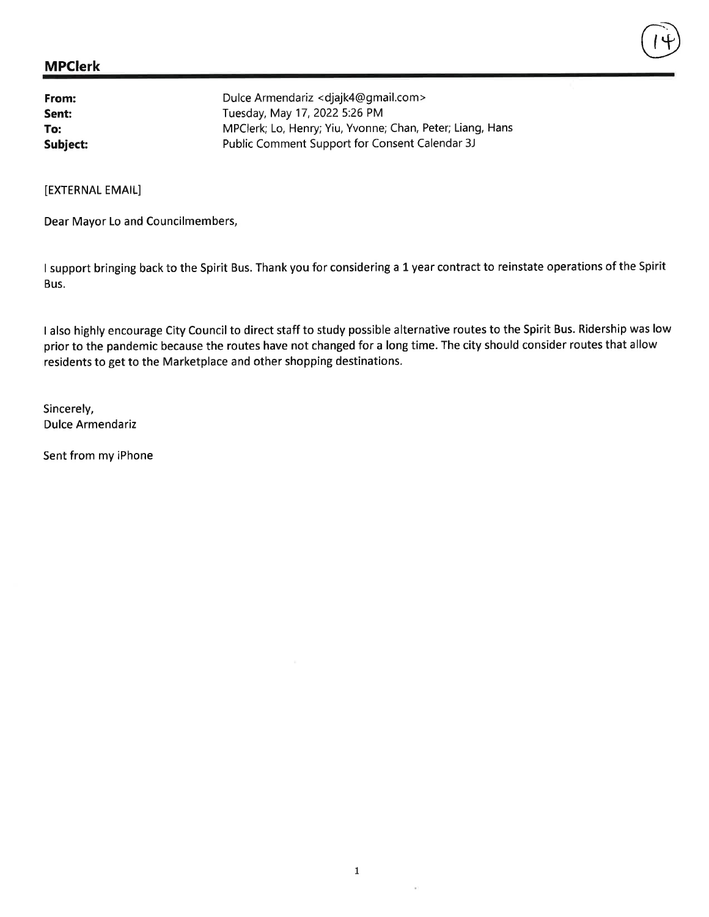## MPClerk

**From:** Dulce Armendariz <djajk4@gmail.com>
**Sent:** Tuesday, May 17, 2022 5:26 PM
**To:** MPClerk; Lo, Henry; Yiu, Yvonne; Chan, Peter; Liang, Hans
**Subject:** Public Comment Support for Consent Calendar 3J

[EXTERNAL EMAIL]

Dear Mayor Lo and Councilmembers,

I support bringing back to the Spirit Bus. Thank you for considering a 1 year contract to reinstate operations of the Spirit Bus.

I also highly encourage City Council to direct staff to study possible alternative routes to the Spirit Bus. Ridership was low prior to the pandemic because the routes have not changed for a long time. The city should consider routes that allow residents to get to the Marketplace and other shopping destinations.

Sincerely,
Dulce Armendariz

Sent from my iPhone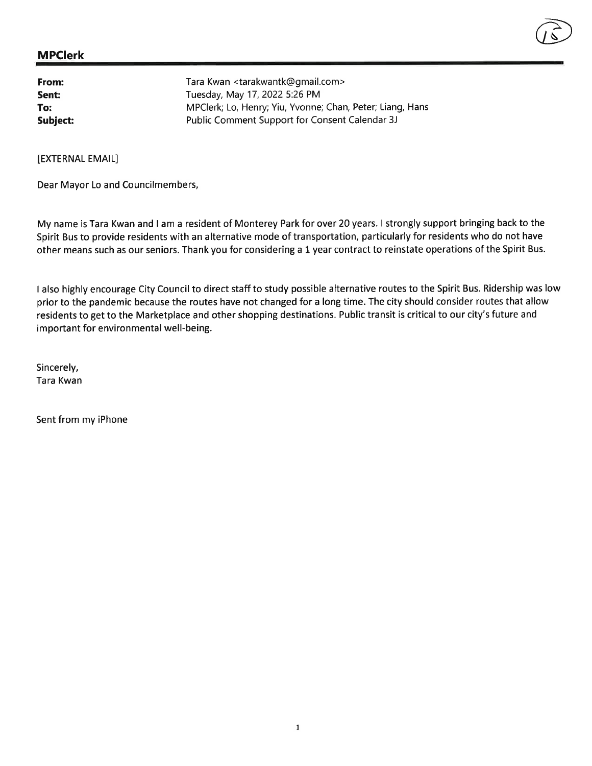## MPClerk

| | |
|---|---|
| **From:** | Tara Kwan <tarakwantk@gmail.com> |
| **Sent:** | Tuesday, May 17, 2022 5:26 PM |
| **To:** | MPClerk; Lo, Henry; Yiu, Yvonne; Chan, Peter; Liang, Hans |
| **Subject:** | Public Comment Support for Consent Calendar 3J |

[EXTERNAL EMAIL]

Dear Mayor Lo and Councilmembers,

My name is Tara Kwan and I am a resident of Monterey Park for over 20 years. I strongly support bringing back to the Spirit Bus to provide residents with an alternative mode of transportation, particularly for residents who do not have other means such as our seniors. Thank you for considering a 1 year contract to reinstate operations of the Spirit Bus.

I also highly encourage City Council to direct staff to study possible alternative routes to the Spirit Bus. Ridership was low prior to the pandemic because the routes have not changed for a long time. The city should consider routes that allow residents to get to the Marketplace and other shopping destinations. Public transit is critical to our city's future and important for environmental well-being.

Sincerely,
Tara Kwan

Sent from my iPhone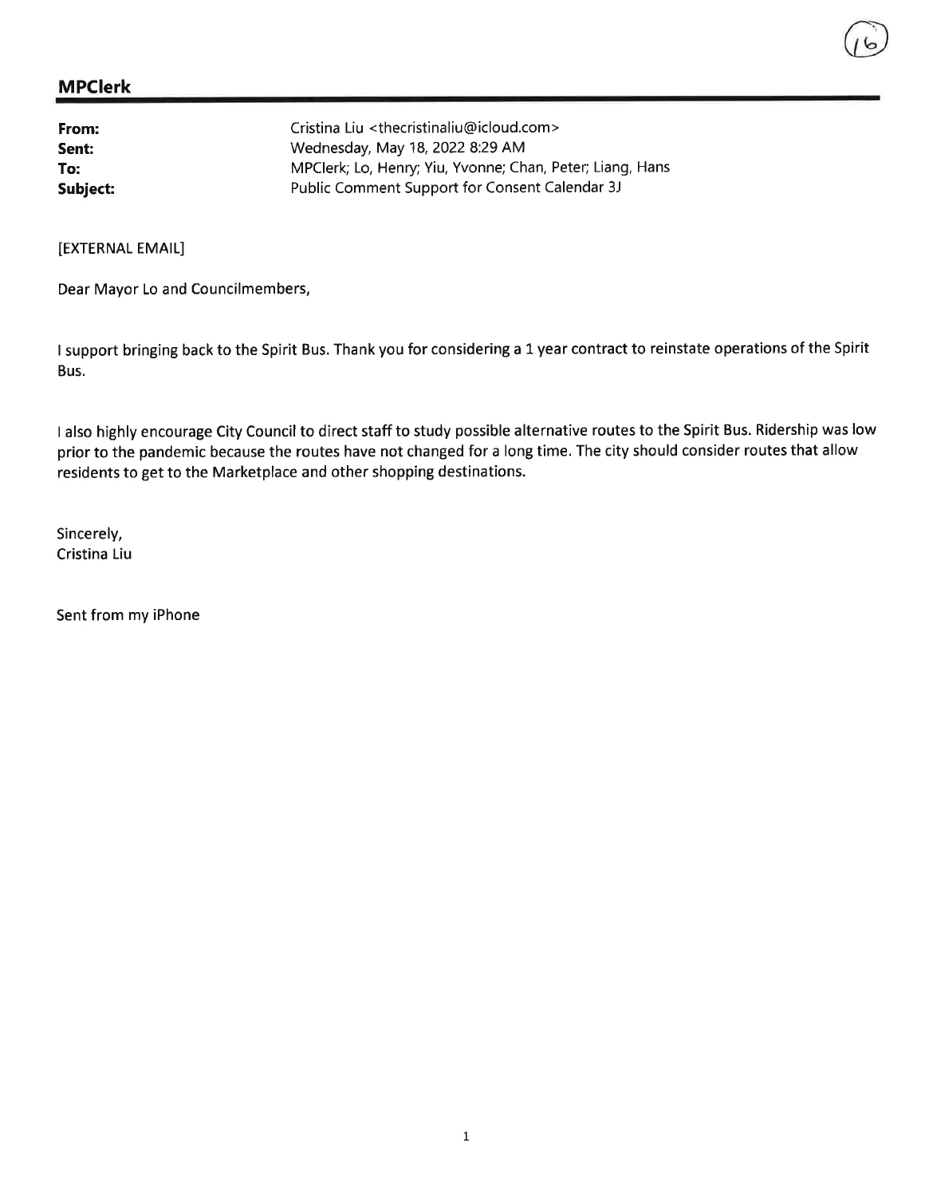## MPClerk

**From:** Cristina Liu <thecristinaliu@icloud.com>
**Sent:** Wednesday, May 18, 2022 8:29 AM
**To:** MPClerk; Lo, Henry; Yiu, Yvonne; Chan, Peter; Liang, Hans
**Subject:** Public Comment Support for Consent Calendar 3J

[EXTERNAL EMAIL]

Dear Mayor Lo and Councilmembers,

I support bringing back to the Spirit Bus. Thank you for considering a 1 year contract to reinstate operations of the Spirit Bus.

I also highly encourage City Council to direct staff to study possible alternative routes to the Spirit Bus. Ridership was low prior to the pandemic because the routes have not changed for a long time. The city should consider routes that allow residents to get to the Marketplace and other shopping destinations.

Sincerely,
Cristina Liu

Sent from my iPhone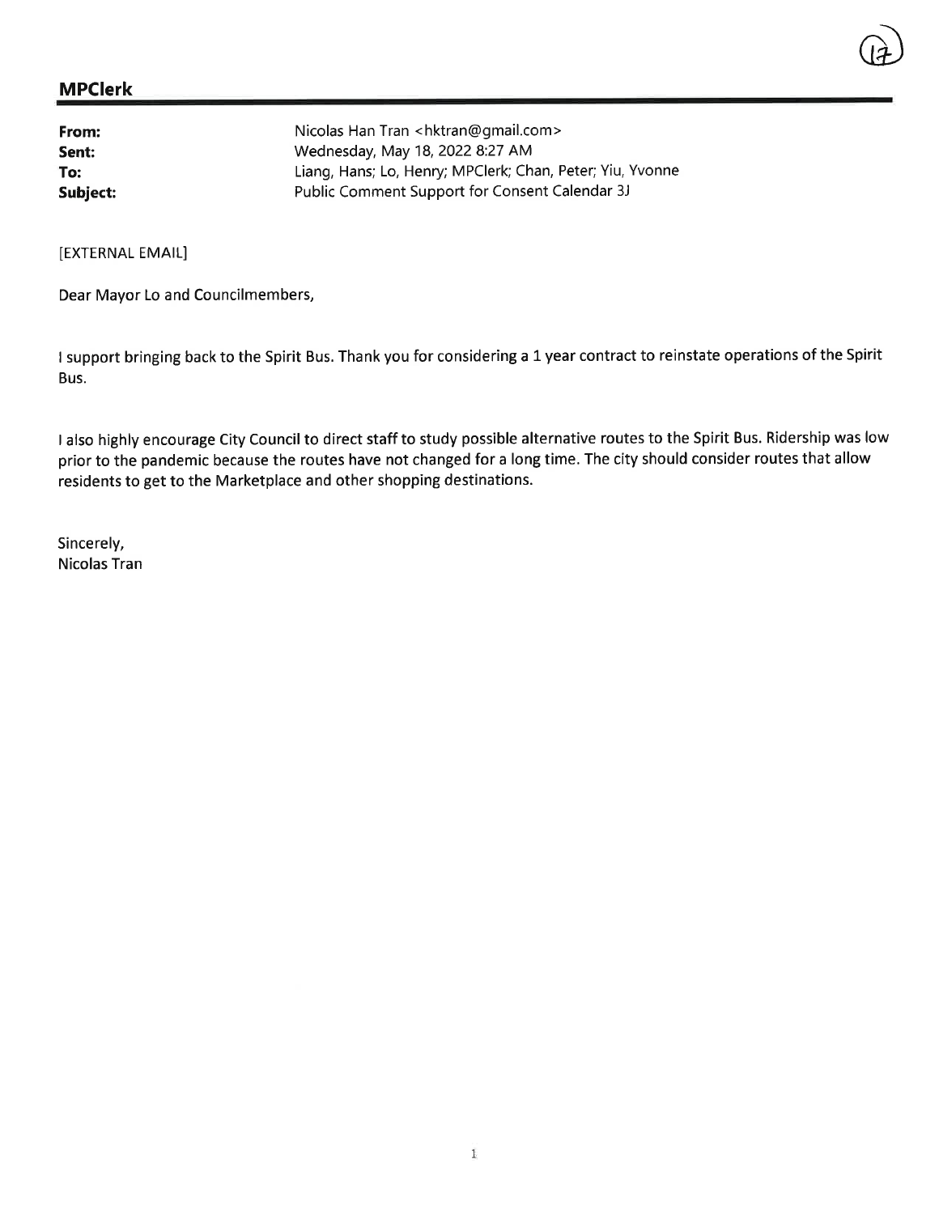## MPClerk

**From:** Nicolas Han Tran <hktran@gmail.com>
**Sent:** Wednesday, May 18, 2022 8:27 AM
**To:** Liang, Hans; Lo, Henry; MPClerk; Chan, Peter; Yiu, Yvonne
**Subject:** Public Comment Support for Consent Calendar 3J

[EXTERNAL EMAIL]

Dear Mayor Lo and Councilmembers,

I support bringing back to the Spirit Bus. Thank you for considering a 1 year contract to reinstate operations of the Spirit Bus.

I also highly encourage City Council to direct staff to study possible alternative routes to the Spirit Bus. Ridership was low prior to the pandemic because the routes have not changed for a long time. The city should consider routes that allow residents to get to the Marketplace and other shopping destinations.

Sincerely,
Nicolas Tran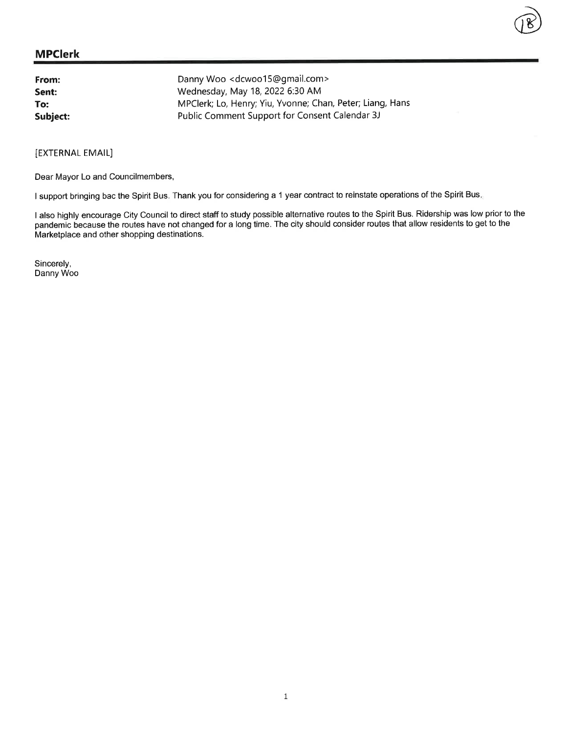## MPClerk

**From:** Danny Woo <dcwoo15@gmail.com>
**Sent:** Wednesday, May 18, 2022 6:30 AM
**To:** MPClerk; Lo, Henry; Yiu, Yvonne; Chan, Peter; Liang, Hans
**Subject:** Public Comment Support for Consent Calendar 3J

[EXTERNAL EMAIL]

Dear Mayor Lo and Councilmembers,

I support bringing bac the Spirit Bus. Thank you for considering a 1 year contract to reinstate operations of the Spirit Bus.

I also highly encourage City Council to direct staff to study possible alternative routes to the Spirit Bus. Ridership was low prior to the pandemic because the routes have not changed for a long time. The city should consider routes that allow residents to get to the Marketplace and other shopping destinations.

Sincerely,
Danny Woo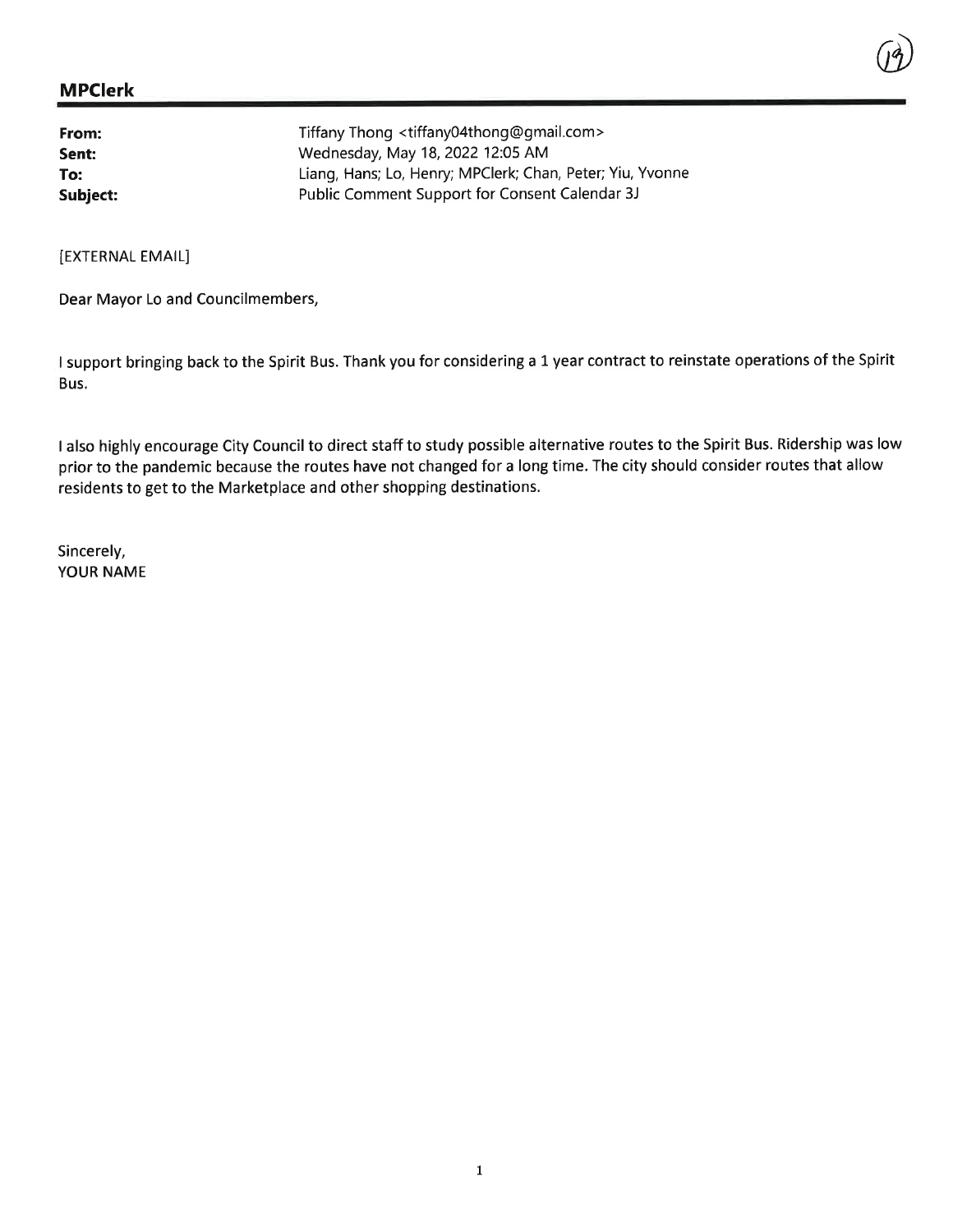## MPClerk

| | |
|---|---|
| **From:** | Tiffany Thong <tiffany04thong@gmail.com> |
| **Sent:** | Wednesday, May 18, 2022 12:05 AM |
| **To:** | Liang, Hans; Lo, Henry; MPClerk; Chan, Peter; Yiu, Yvonne |
| **Subject:** | Public Comment Support for Consent Calendar 3J |

[EXTERNAL EMAIL]

Dear Mayor Lo and Councilmembers,

I support bringing back to the Spirit Bus. Thank you for considering a 1 year contract to reinstate operations of the Spirit Bus.

I also highly encourage City Council to direct staff to study possible alternative routes to the Spirit Bus. Ridership was low prior to the pandemic because the routes have not changed for a long time. The city should consider routes that allow residents to get to the Marketplace and other shopping destinations.

Sincerely,
YOUR NAME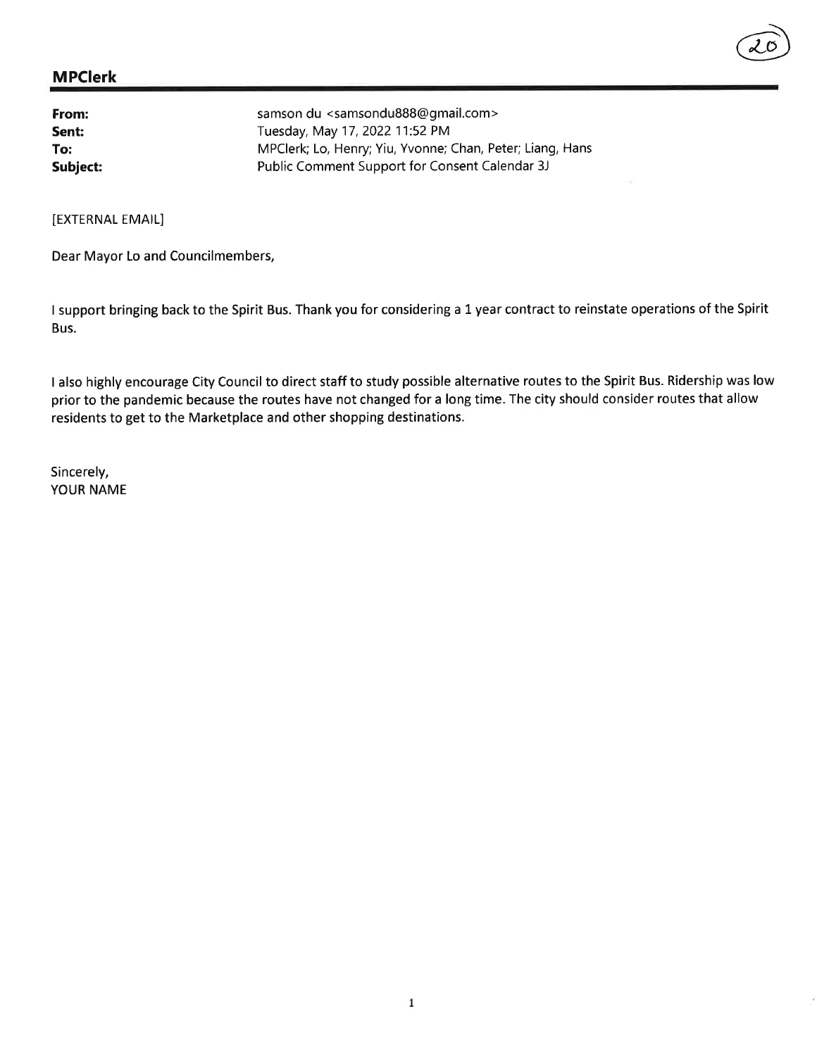**MPClerk**

| | |
|---|---|
| **From:** | samson du <samsondu888@gmail.com> |
| **Sent:** | Tuesday, May 17, 2022 11:52 PM |
| **To:** | MPClerk; Lo, Henry; Yiu, Yvonne; Chan, Peter; Liang, Hans |
| **Subject:** | Public Comment Support for Consent Calendar 3J |

[EXTERNAL EMAIL]

Dear Mayor Lo and Councilmembers,

I support bringing back to the Spirit Bus. Thank you for considering a 1 year contract to reinstate operations of the Spirit Bus.

I also highly encourage City Council to direct staff to study possible alternative routes to the Spirit Bus. Ridership was low prior to the pandemic because the routes have not changed for a long time. The city should consider routes that allow residents to get to the Marketplace and other shopping destinations.

Sincerely,
YOUR NAME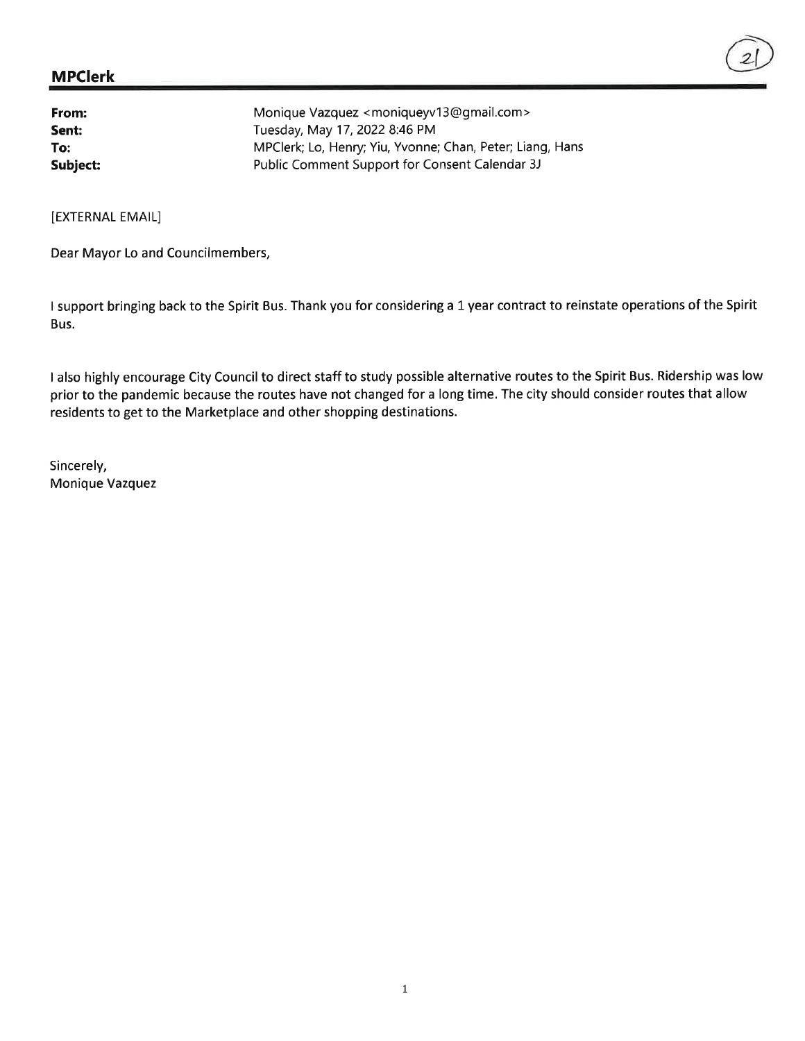**MPClerk**

| | |
|---|---|
| **From:** | Monique Vazquez <moniqueyv13@gmail.com> |
| **Sent:** | Tuesday, May 17, 2022 8:46 PM |
| **To:** | MPClerk; Lo, Henry; Yiu, Yvonne; Chan, Peter; Liang, Hans |
| **Subject:** | Public Comment Support for Consent Calendar 3J |

[EXTERNAL EMAIL]

Dear Mayor Lo and Councilmembers,

I support bringing back to the Spirit Bus. Thank you for considering a 1 year contract to reinstate operations of the Spirit Bus.

I also highly encourage City Council to direct staff to study possible alternative routes to the Spirit Bus. Ridership was low prior to the pandemic because the routes have not changed for a long time. The city should consider routes that allow residents to get to the Marketplace and other shopping destinations.

Sincerely,
Monique Vazquez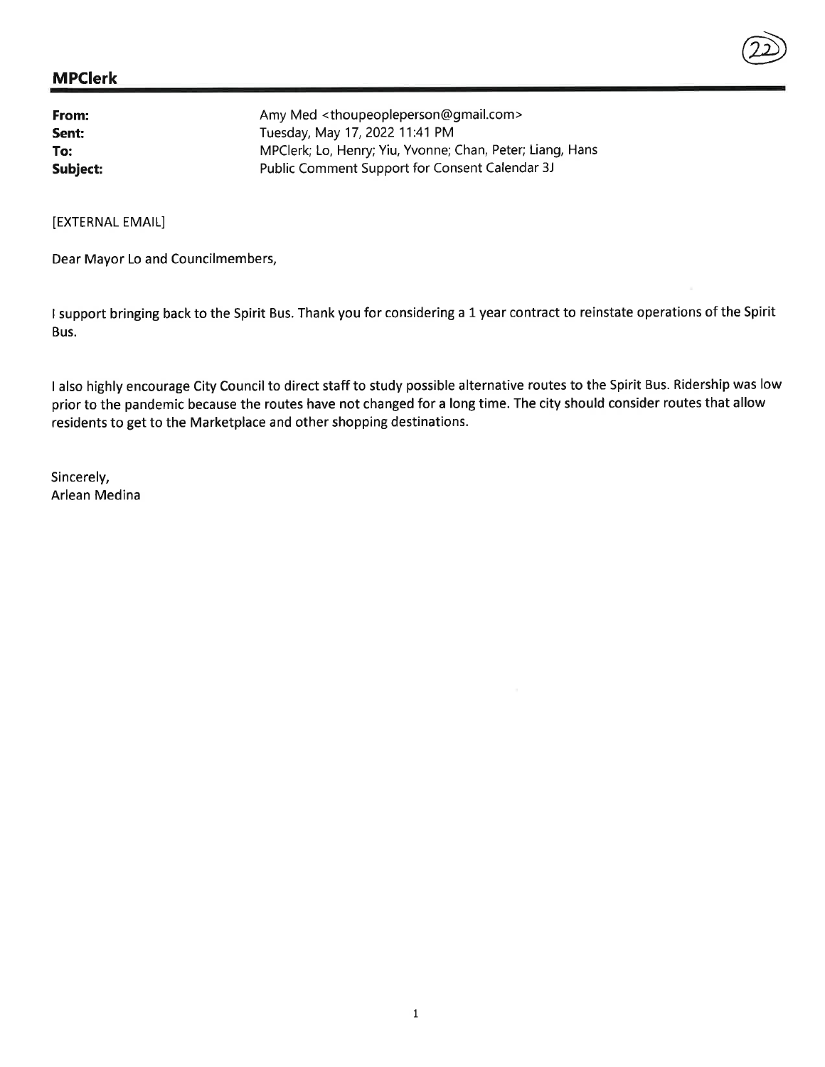## MPClerk

**From:** Amy Med <thoupeopleperson@gmail.com>
**Sent:** Tuesday, May 17, 2022 11:41 PM
**To:** MPClerk; Lo, Henry; Yiu, Yvonne; Chan, Peter; Liang, Hans
**Subject:** Public Comment Support for Consent Calendar 3J

[EXTERNAL EMAIL]

Dear Mayor Lo and Councilmembers,

I support bringing back to the Spirit Bus. Thank you for considering a 1 year contract to reinstate operations of the Spirit Bus.

I also highly encourage City Council to direct staff to study possible alternative routes to the Spirit Bus. Ridership was low prior to the pandemic because the routes have not changed for a long time. The city should consider routes that allow residents to get to the Marketplace and other shopping destinations.

Sincerely,
Arlean Medina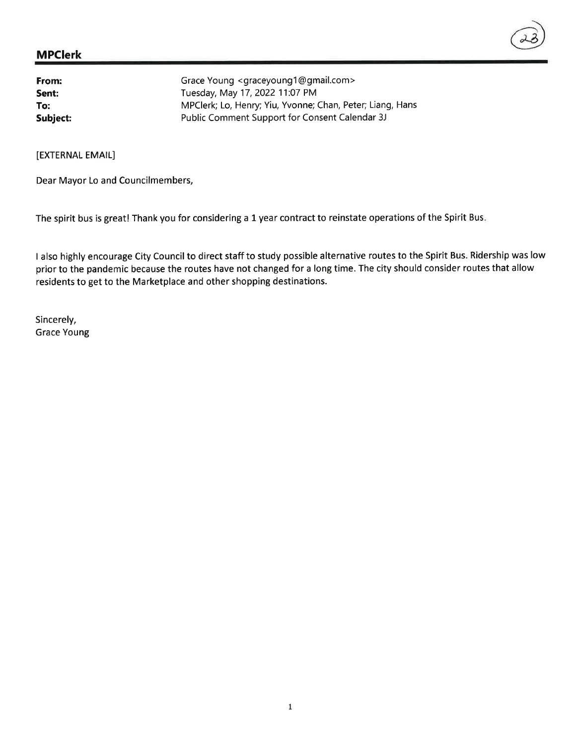## MPClerk

**From:** Grace Young <graceyoung1@gmail.com>
**Sent:** Tuesday, May 17, 2022 11:07 PM
**To:** MPClerk; Lo, Henry; Yiu, Yvonne; Chan, Peter; Liang, Hans
**Subject:** Public Comment Support for Consent Calendar 3J

[EXTERNAL EMAIL]

Dear Mayor Lo and Councilmembers,

The spirit bus is great! Thank you for considering a 1 year contract to reinstate operations of the Spirit Bus.

I also highly encourage City Council to direct staff to study possible alternative routes to the Spirit Bus. Ridership was low prior to the pandemic because the routes have not changed for a long time. The city should consider routes that allow residents to get to the Marketplace and other shopping destinations.

Sincerely,
Grace Young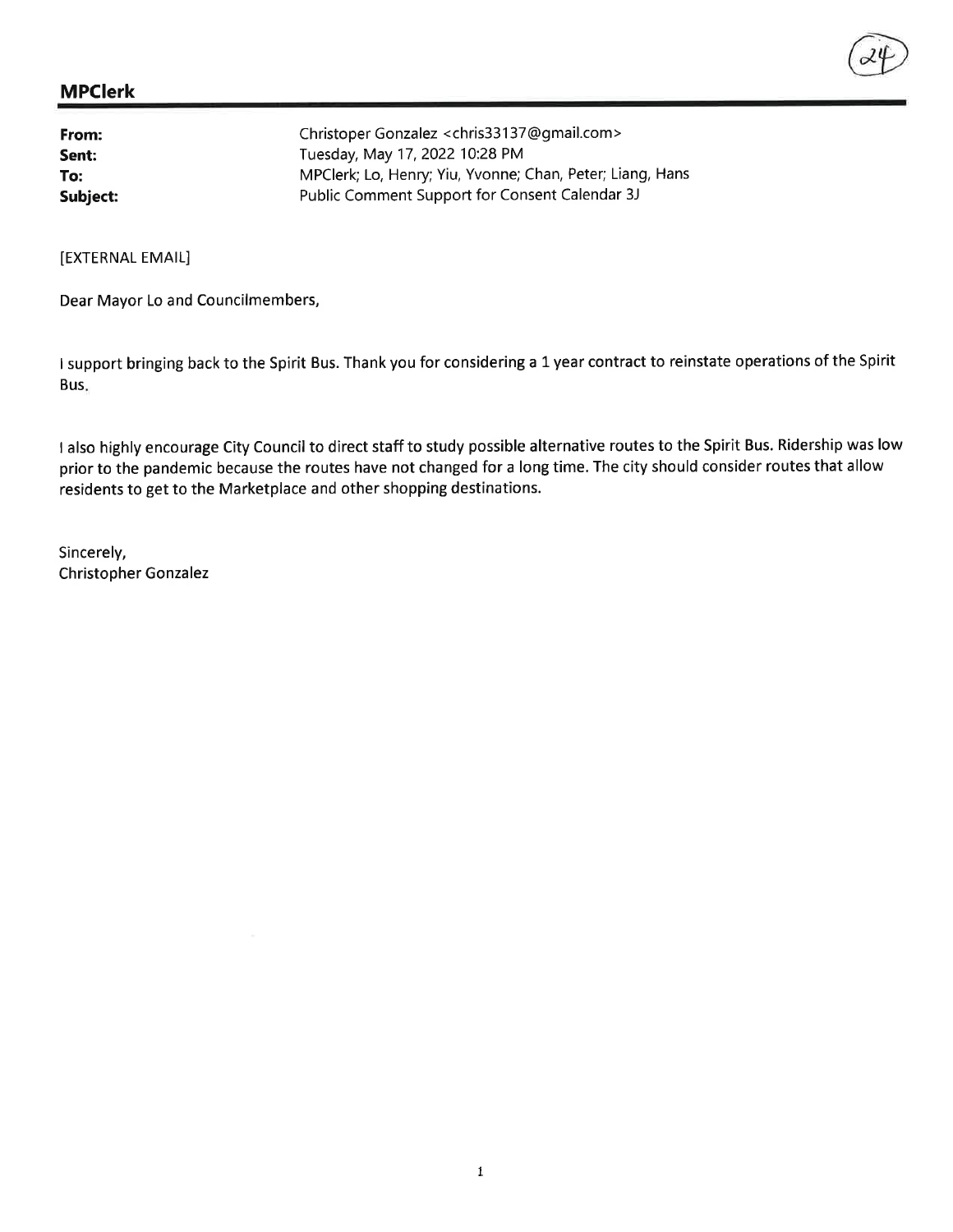## MPClerk

**From:** Christoper Gonzalez <chris33137@gmail.com>
**Sent:** Tuesday, May 17, 2022 10:28 PM
**To:** MPClerk; Lo, Henry; Yiu, Yvonne; Chan, Peter; Liang, Hans
**Subject:** Public Comment Support for Consent Calendar 3J

[EXTERNAL EMAIL]

Dear Mayor Lo and Councilmembers,

I support bringing back to the Spirit Bus. Thank you for considering a 1 year contract to reinstate operations of the Spirit Bus.

I also highly encourage City Council to direct staff to study possible alternative routes to the Spirit Bus. Ridership was low prior to the pandemic because the routes have not changed for a long time. The city should consider routes that allow residents to get to the Marketplace and other shopping destinations.

Sincerely,
Christopher Gonzalez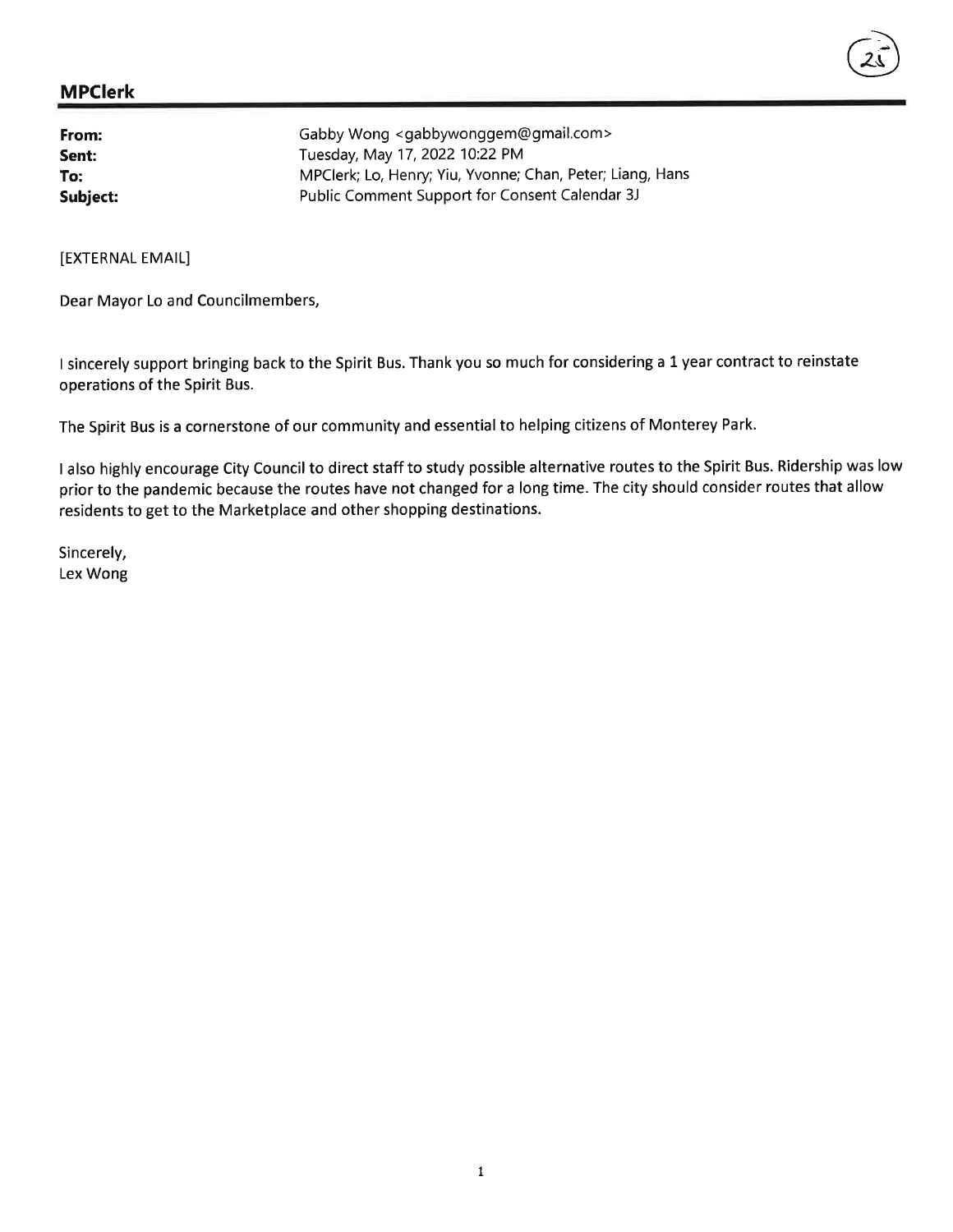**MPClerk**

| | |
|---|---|
| **From:** | Gabby Wong <gabbywonggem@gmail.com> |
| **Sent:** | Tuesday, May 17, 2022 10:22 PM |
| **To:** | MPClerk; Lo, Henry; Yiu, Yvonne; Chan, Peter; Liang, Hans |
| **Subject:** | Public Comment Support for Consent Calendar 3J |

[EXTERNAL EMAIL]

Dear Mayor Lo and Councilmembers,

I sincerely support bringing back to the Spirit Bus. Thank you so much for considering a 1 year contract to reinstate operations of the Spirit Bus.

The Spirit Bus is a cornerstone of our community and essential to helping citizens of Monterey Park.

I also highly encourage City Council to direct staff to study possible alternative routes to the Spirit Bus. Ridership was low prior to the pandemic because the routes have not changed for a long time. The city should consider routes that allow residents to get to the Marketplace and other shopping destinations.

Sincerely,
Lex Wong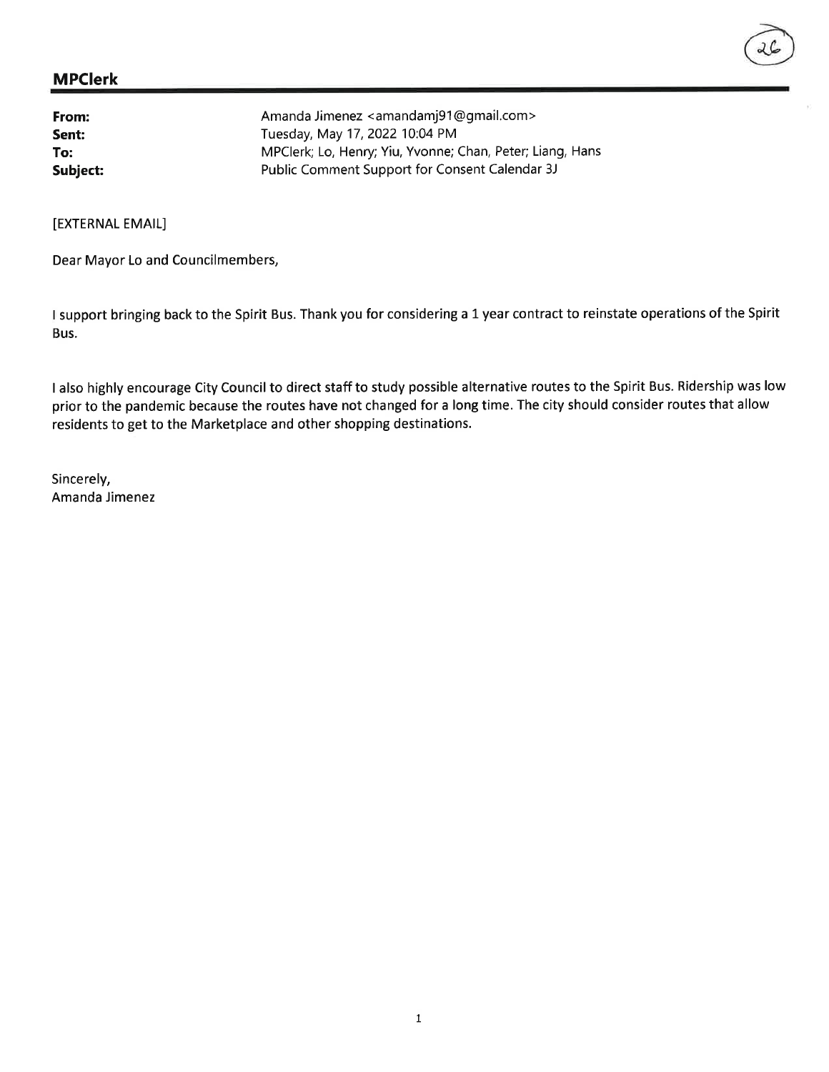## MPClerk

**From:** Amanda Jimenez <amandamj91@gmail.com>
**Sent:** Tuesday, May 17, 2022 10:04 PM
**To:** MPClerk; Lo, Henry; Yiu, Yvonne; Chan, Peter; Liang, Hans
**Subject:** Public Comment Support for Consent Calendar 3J

[EXTERNAL EMAIL]

Dear Mayor Lo and Councilmembers,

I support bringing back to the Spirit Bus. Thank you for considering a 1 year contract to reinstate operations of the Spirit Bus.

I also highly encourage City Council to direct staff to study possible alternative routes to the Spirit Bus. Ridership was low prior to the pandemic because the routes have not changed for a long time. The city should consider routes that allow residents to get to the Marketplace and other shopping destinations.

Sincerely,
Amanda Jimenez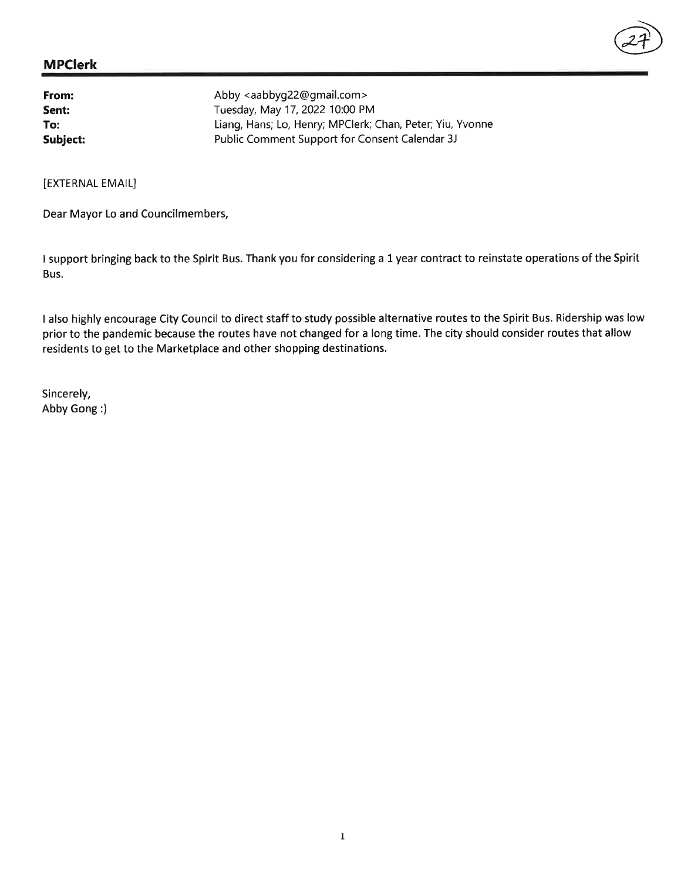## MPClerk

**From:** Abby <aabbyg22@gmail.com>
**Sent:** Tuesday, May 17, 2022 10:00 PM
**To:** Liang, Hans; Lo, Henry; MPClerk; Chan, Peter; Yiu, Yvonne
**Subject:** Public Comment Support for Consent Calendar 3J

[EXTERNAL EMAIL]

Dear Mayor Lo and Councilmembers,

I support bringing back to the Spirit Bus. Thank you for considering a 1 year contract to reinstate operations of the Spirit Bus.

I also highly encourage City Council to direct staff to study possible alternative routes to the Spirit Bus. Ridership was low prior to the pandemic because the routes have not changed for a long time. The city should consider routes that allow residents to get to the Marketplace and other shopping destinations.

Sincerely,
Abby Gong :)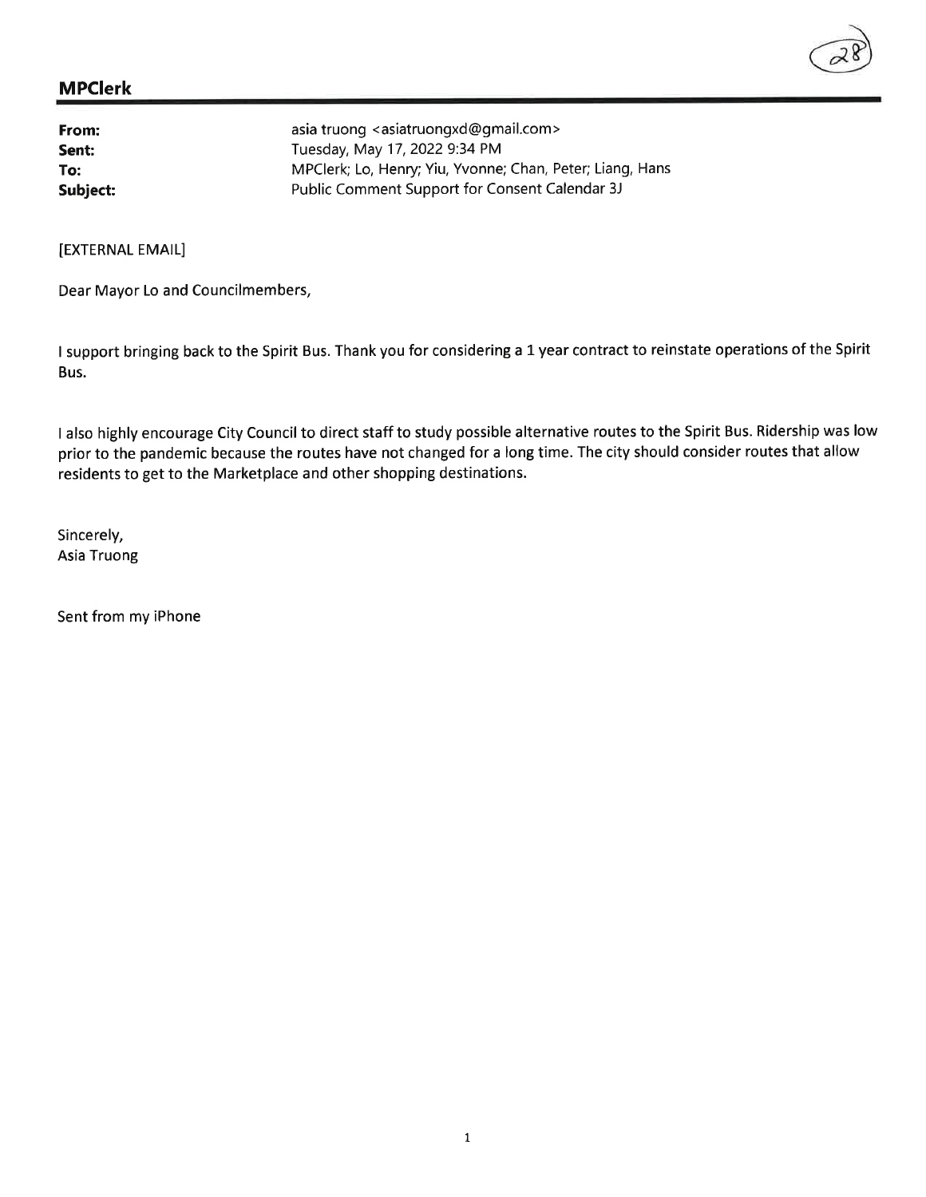## MPClerk

**From:** asia truong <asiatruongxd@gmail.com>
**Sent:** Tuesday, May 17, 2022 9:34 PM
**To:** MPClerk; Lo, Henry; Yiu, Yvonne; Chan, Peter; Liang, Hans
**Subject:** Public Comment Support for Consent Calendar 3J

[EXTERNAL EMAIL]

Dear Mayor Lo and Councilmembers,

I support bringing back to the Spirit Bus. Thank you for considering a 1 year contract to reinstate operations of the Spirit Bus.

I also highly encourage City Council to direct staff to study possible alternative routes to the Spirit Bus. Ridership was low prior to the pandemic because the routes have not changed for a long time. The city should consider routes that allow residents to get to the Marketplace and other shopping destinations.

Sincerely,
Asia Truong

Sent from my iPhone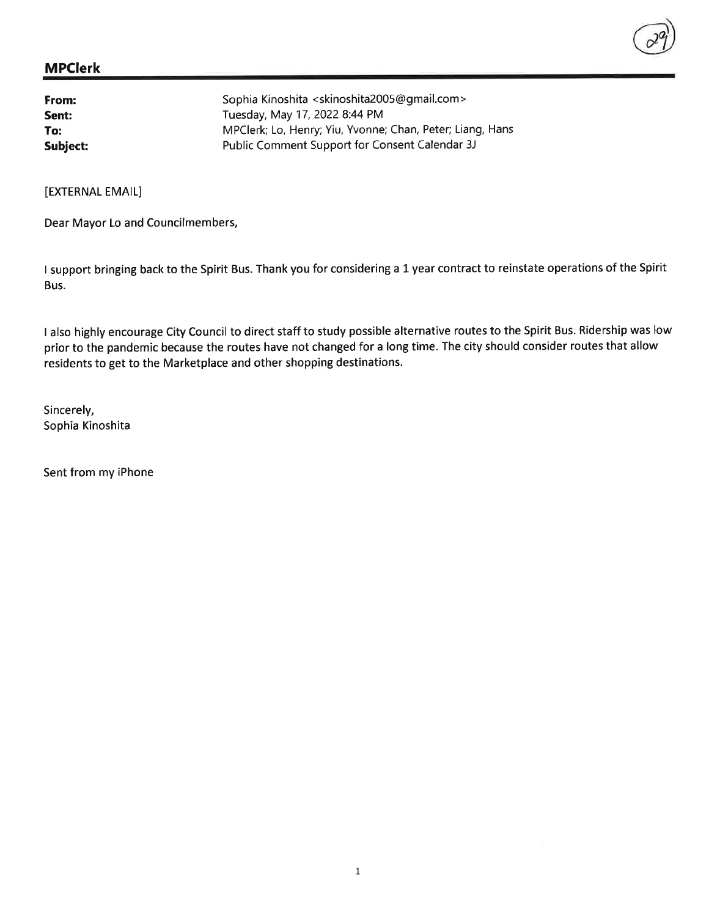## MPClerk

| | |
|---|---|
| **From:** | Sophia Kinoshita <skinoshita2005@gmail.com> |
| **Sent:** | Tuesday, May 17, 2022 8:44 PM |
| **To:** | MPClerk; Lo, Henry; Yiu, Yvonne; Chan, Peter; Liang, Hans |
| **Subject:** | Public Comment Support for Consent Calendar 3J |

[EXTERNAL EMAIL]

Dear Mayor Lo and Councilmembers,

I support bringing back to the Spirit Bus. Thank you for considering a 1 year contract to reinstate operations of the Spirit Bus.

I also highly encourage City Council to direct staff to study possible alternative routes to the Spirit Bus. Ridership was low prior to the pandemic because the routes have not changed for a long time. The city should consider routes that allow residents to get to the Marketplace and other shopping destinations.

Sincerely,
Sophia Kinoshita

Sent from my iPhone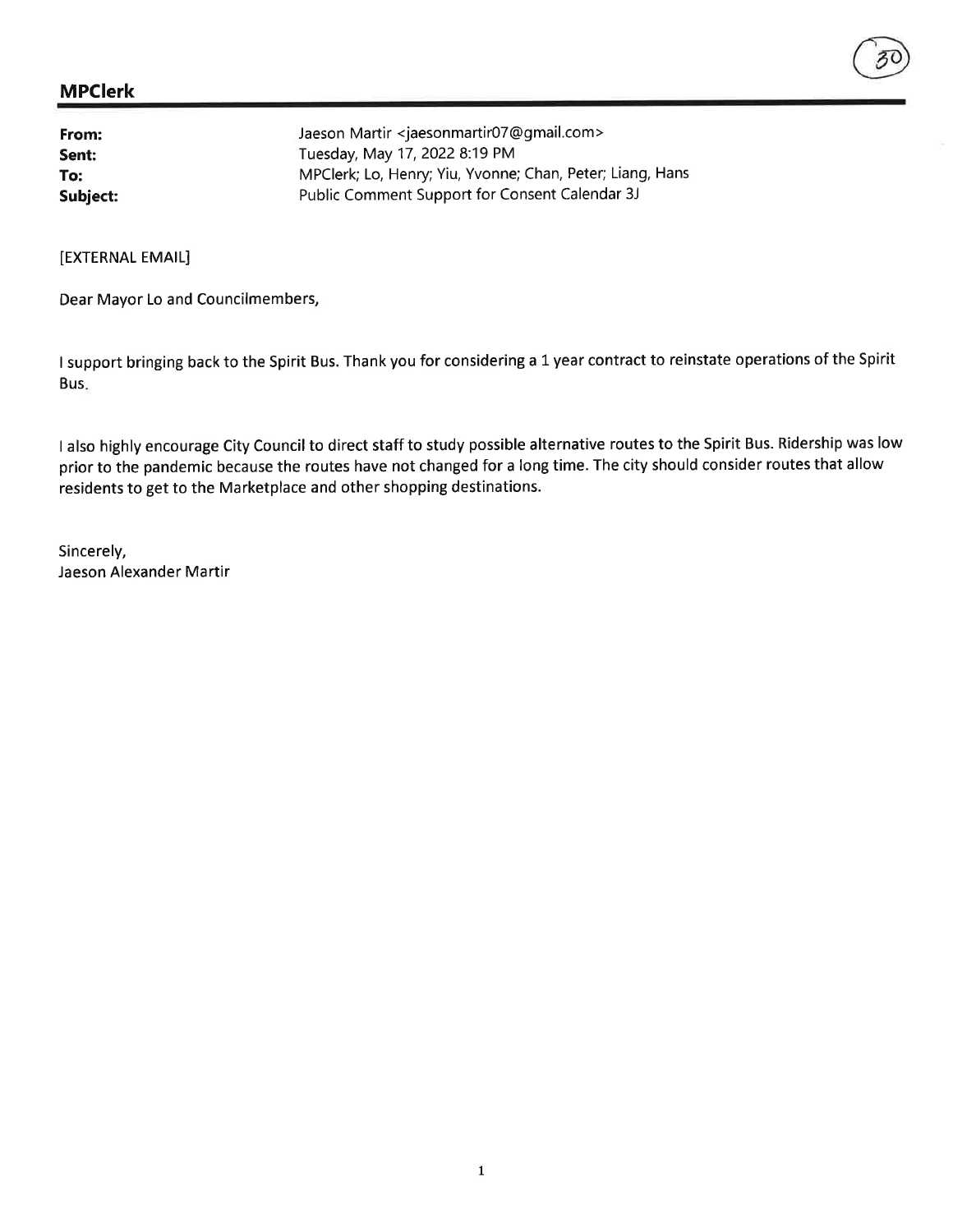## MPClerk

**From:** Jaeson Martir <jaesonmartir07@gmail.com>
**Sent:** Tuesday, May 17, 2022 8:19 PM
**To:** MPClerk; Lo, Henry; Yiu, Yvonne; Chan, Peter; Liang, Hans
**Subject:** Public Comment Support for Consent Calendar 3J

[EXTERNAL EMAIL]

Dear Mayor Lo and Councilmembers,

I support bringing back to the Spirit Bus. Thank you for considering a 1 year contract to reinstate operations of the Spirit Bus.

I also highly encourage City Council to direct staff to study possible alternative routes to the Spirit Bus. Ridership was low prior to the pandemic because the routes have not changed for a long time. The city should consider routes that allow residents to get to the Marketplace and other shopping destinations.

Sincerely,
Jaeson Alexander Martir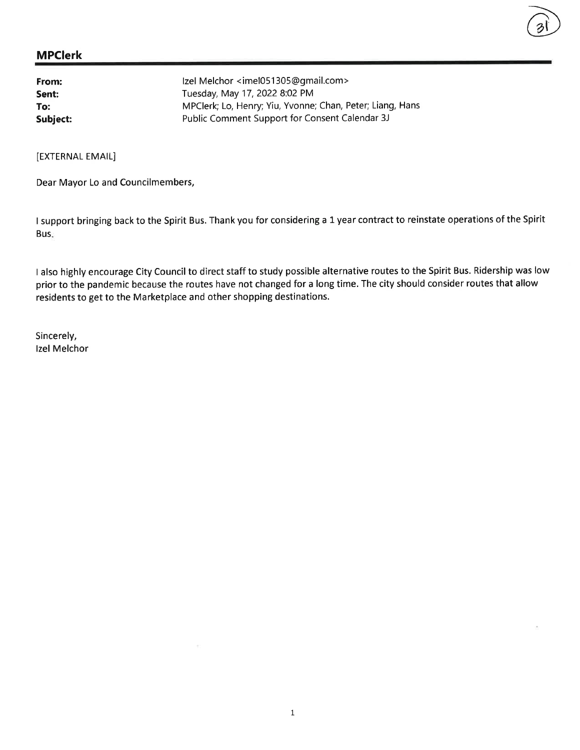## MPClerk

**From:** Izel Melchor <imel051305@gmail.com>
**Sent:** Tuesday, May 17, 2022 8:02 PM
**To:** MPClerk; Lo, Henry; Yiu, Yvonne; Chan, Peter; Liang, Hans
**Subject:** Public Comment Support for Consent Calendar 3J

[EXTERNAL EMAIL]

Dear Mayor Lo and Councilmembers,

I support bringing back to the Spirit Bus. Thank you for considering a 1 year contract to reinstate operations of the Spirit Bus.

I also highly encourage City Council to direct staff to study possible alternative routes to the Spirit Bus. Ridership was low prior to the pandemic because the routes have not changed for a long time. The city should consider routes that allow residents to get to the Marketplace and other shopping destinations.

Sincerely,
Izel Melchor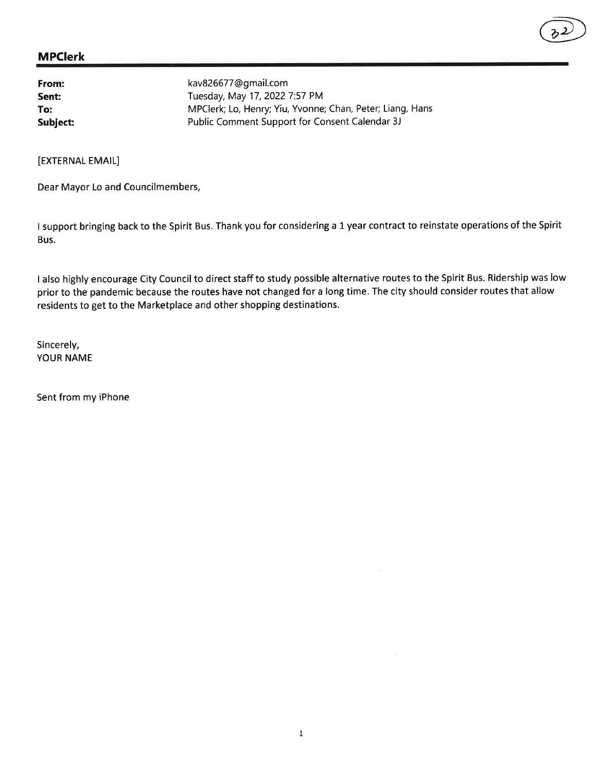## MPClerk

| | |
|---|---|
| **From:** | kav826677@gmail.com |
| **Sent:** | Tuesday, May 17, 2022 7:57 PM |
| **To:** | MPClerk; Lo, Henry; Yiu, Yvonne; Chan, Peter; Liang, Hans |
| **Subject:** | Public Comment Support for Consent Calendar 3J |

[EXTERNAL EMAIL]

Dear Mayor Lo and Councilmembers,

I support bringing back to the Spirit Bus. Thank you for considering a 1 year contract to reinstate operations of the Spirit Bus.

I also highly encourage City Council to direct staff to study possible alternative routes to the Spirit Bus. Ridership was low prior to the pandemic because the routes have not changed for a long time. The city should consider routes that allow residents to get to the Marketplace and other shopping destinations.

Sincerely,
YOUR NAME

Sent from my iPhone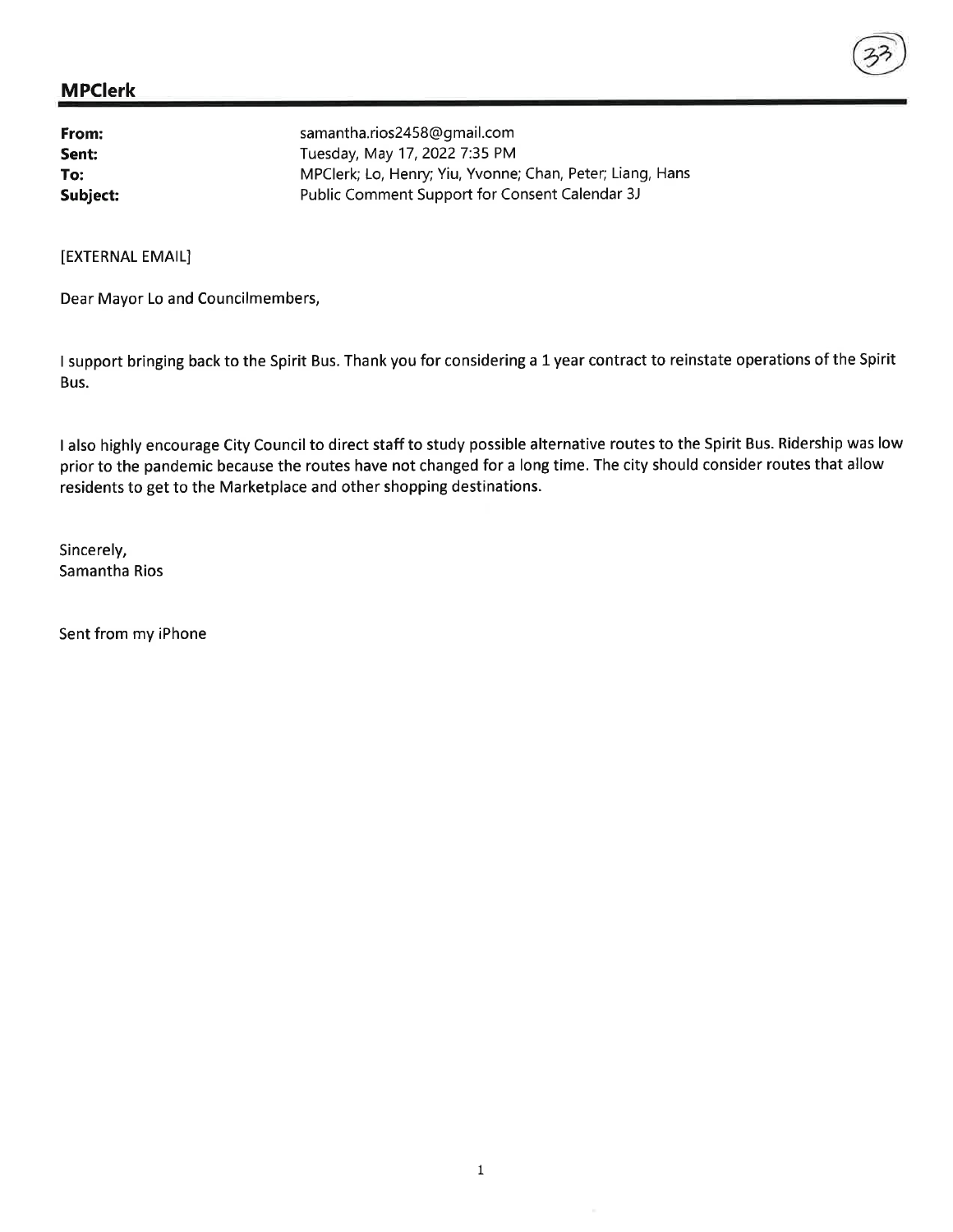## MPClerk

**From:** samantha.rios2458@gmail.com
**Sent:** Tuesday, May 17, 2022 7:35 PM
**To:** MPClerk; Lo, Henry; Yiu, Yvonne; Chan, Peter; Liang, Hans
**Subject:** Public Comment Support for Consent Calendar 3J

[EXTERNAL EMAIL]

Dear Mayor Lo and Councilmembers,

I support bringing back to the Spirit Bus. Thank you for considering a 1 year contract to reinstate operations of the Spirit Bus.

I also highly encourage City Council to direct staff to study possible alternative routes to the Spirit Bus. Ridership was low prior to the pandemic because the routes have not changed for a long time. The city should consider routes that allow residents to get to the Marketplace and other shopping destinations.

Sincerely,
Samantha Rios

Sent from my iPhone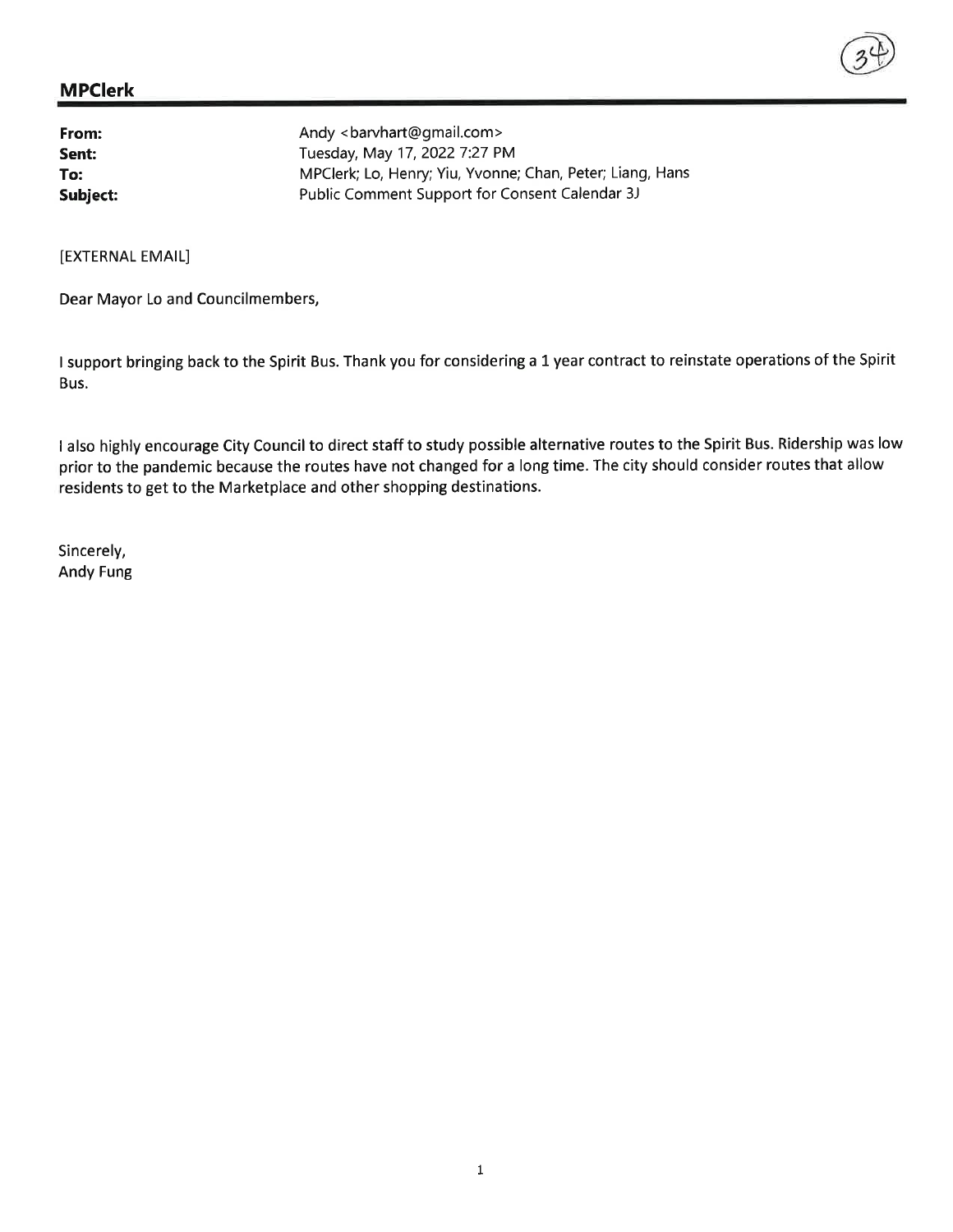**MPClerk**

| | |
|---|---|
| **From:** | Andy <barvhart@gmail.com> |
| **Sent:** | Tuesday, May 17, 2022 7:27 PM |
| **To:** | MPClerk; Lo, Henry; Yiu, Yvonne; Chan, Peter; Liang, Hans |
| **Subject:** | Public Comment Support for Consent Calendar 3J |

[EXTERNAL EMAIL]

Dear Mayor Lo and Councilmembers,

I support bringing back to the Spirit Bus. Thank you for considering a 1 year contract to reinstate operations of the Spirit Bus.

I also highly encourage City Council to direct staff to study possible alternative routes to the Spirit Bus. Ridership was low prior to the pandemic because the routes have not changed for a long time. The city should consider routes that allow residents to get to the Marketplace and other shopping destinations.

Sincerely,
Andy Fung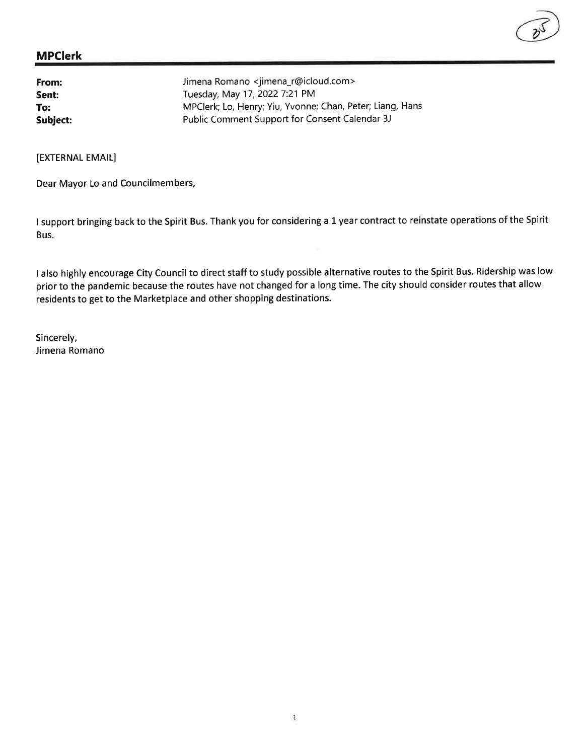## MPClerk

| | |
|---|---|
| **From:** | Jimena Romano <jimena_r@icloud.com> |
| **Sent:** | Tuesday, May 17, 2022 7:21 PM |
| **To:** | MPClerk; Lo, Henry; Yiu, Yvonne; Chan, Peter; Liang, Hans |
| **Subject:** | Public Comment Support for Consent Calendar 3J |

[EXTERNAL EMAIL]

Dear Mayor Lo and Councilmembers,

I support bringing back to the Spirit Bus. Thank you for considering a 1 year contract to reinstate operations of the Spirit Bus.

I also highly encourage City Council to direct staff to study possible alternative routes to the Spirit Bus. Ridership was low prior to the pandemic because the routes have not changed for a long time. The city should consider routes that allow residents to get to the Marketplace and other shopping destinations.

Sincerely,
Jimena Romano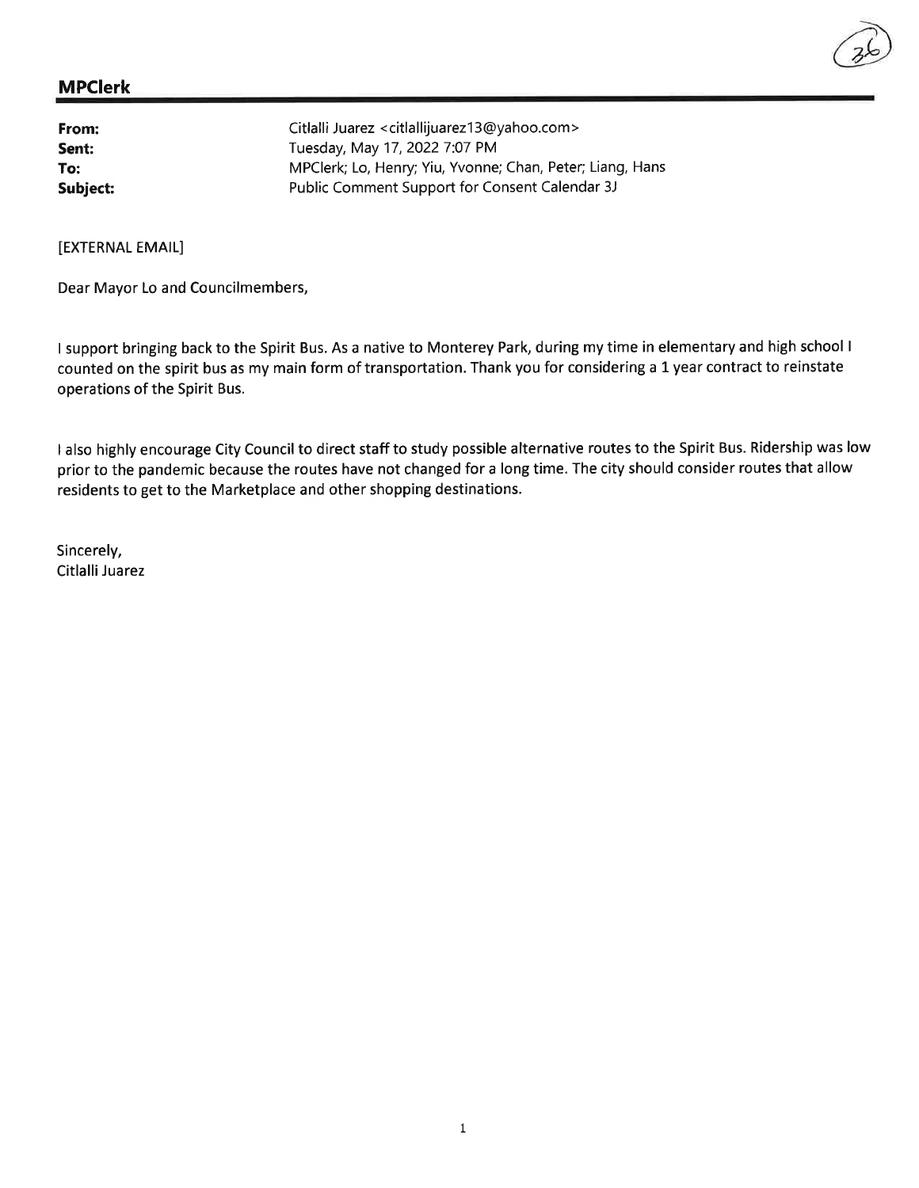## MPClerk

**From:** Citlalli Juarez <citlallijuarez13@yahoo.com>
**Sent:** Tuesday, May 17, 2022 7:07 PM
**To:** MPClerk; Lo, Henry; Yiu, Yvonne; Chan, Peter; Liang, Hans
**Subject:** Public Comment Support for Consent Calendar 3J

[EXTERNAL EMAIL]

Dear Mayor Lo and Councilmembers,

I support bringing back to the Spirit Bus. As a native to Monterey Park, during my time in elementary and high school I counted on the spirit bus as my main form of transportation. Thank you for considering a 1 year contract to reinstate operations of the Spirit Bus.

I also highly encourage City Council to direct staff to study possible alternative routes to the Spirit Bus. Ridership was low prior to the pandemic because the routes have not changed for a long time. The city should consider routes that allow residents to get to the Marketplace and other shopping destinations.

Sincerely,
Citlalli Juarez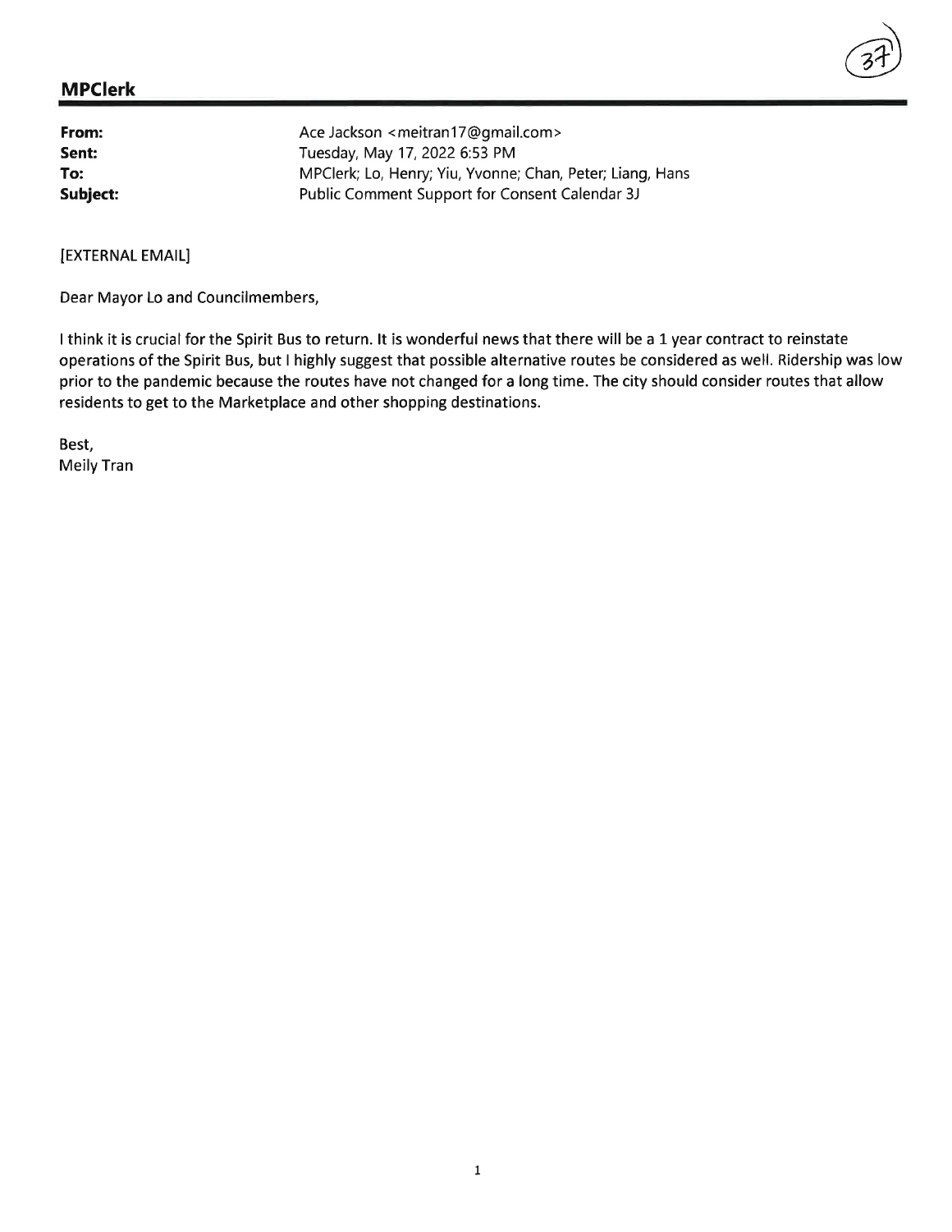## MPClerk

**From:** Ace Jackson <meitran17@gmail.com>
**Sent:** Tuesday, May 17, 2022 6:53 PM
**To:** MPClerk; Lo, Henry; Yiu, Yvonne; Chan, Peter; Liang, Hans
**Subject:** Public Comment Support for Consent Calendar 3J

[EXTERNAL EMAIL]

Dear Mayor Lo and Councilmembers,

I think it is crucial for the Spirit Bus to return. It is wonderful news that there will be a 1 year contract to reinstate operations of the Spirit Bus, but I highly suggest that possible alternative routes be considered as well. Ridership was low prior to the pandemic because the routes have not changed for a long time. The city should consider routes that allow residents to get to the Marketplace and other shopping destinations.

Best,
Meily Tran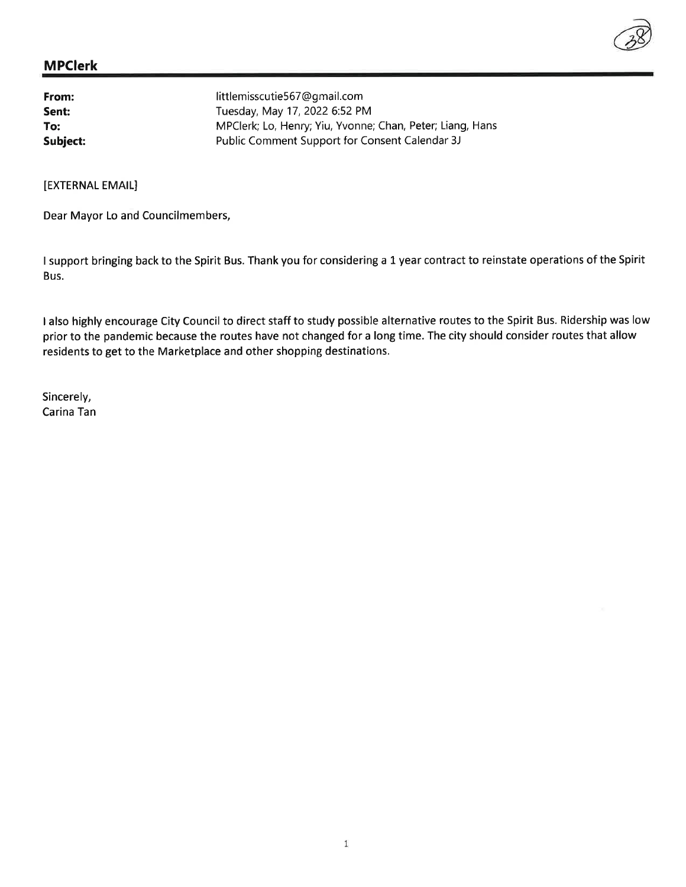## MPClerk

**From:** littlemisscutie567@gmail.com
**Sent:** Tuesday, May 17, 2022 6:52 PM
**To:** MPClerk; Lo, Henry; Yiu, Yvonne; Chan, Peter; Liang, Hans
**Subject:** Public Comment Support for Consent Calendar 3J

[EXTERNAL EMAIL]

Dear Mayor Lo and Councilmembers,

I support bringing back to the Spirit Bus. Thank you for considering a 1 year contract to reinstate operations of the Spirit Bus.

I also highly encourage City Council to direct staff to study possible alternative routes to the Spirit Bus. Ridership was low prior to the pandemic because the routes have not changed for a long time. The city should consider routes that allow residents to get to the Marketplace and other shopping destinations.

Sincerely,
Carina Tan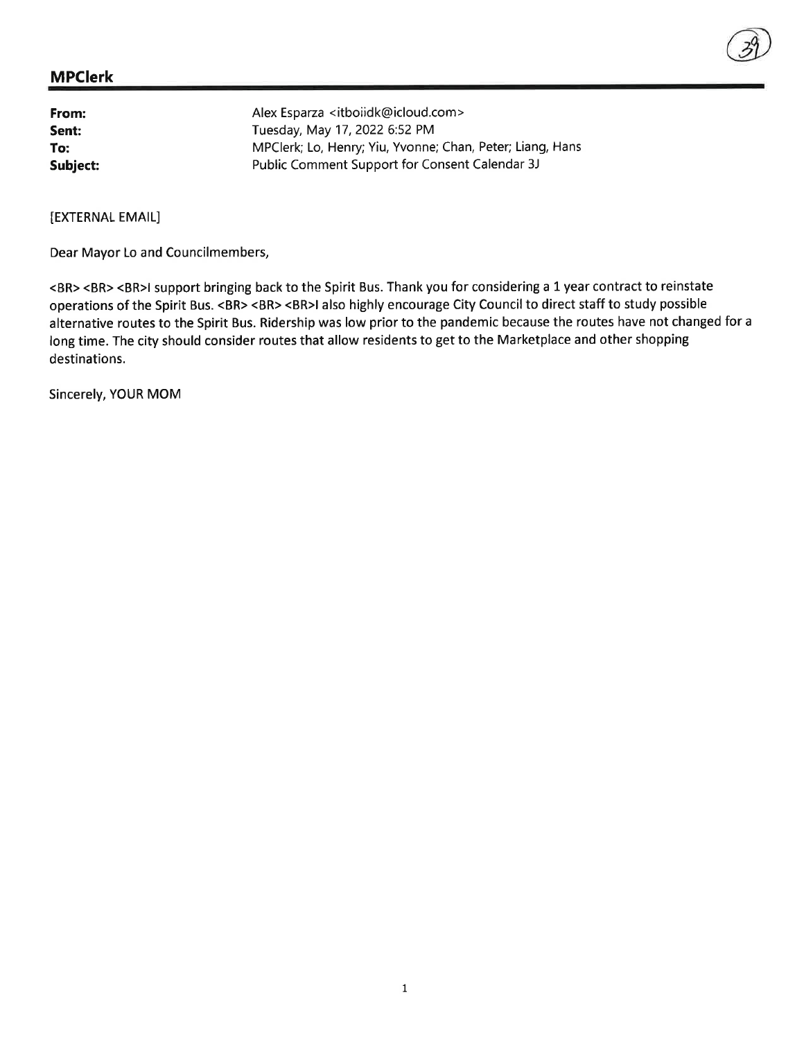**MPClerk**

**From:** Alex Esparza <itboiidk@icloud.com>
**Sent:** Tuesday, May 17, 2022 6:52 PM
**To:** MPClerk; Lo, Henry; Yiu, Yvonne; Chan, Peter; Liang, Hans
**Subject:** Public Comment Support for Consent Calendar 3J

[EXTERNAL EMAIL]

Dear Mayor Lo and Councilmembers,

<BR> <BR> <BR>I support bringing back to the Spirit Bus. Thank you for considering a 1 year contract to reinstate operations of the Spirit Bus. <BR> <BR> <BR>I also highly encourage City Council to direct staff to study possible alternative routes to the Spirit Bus. Ridership was low prior to the pandemic because the routes have not changed for a long time. The city should consider routes that allow residents to get to the Marketplace and other shopping destinations.

Sincerely, YOUR MOM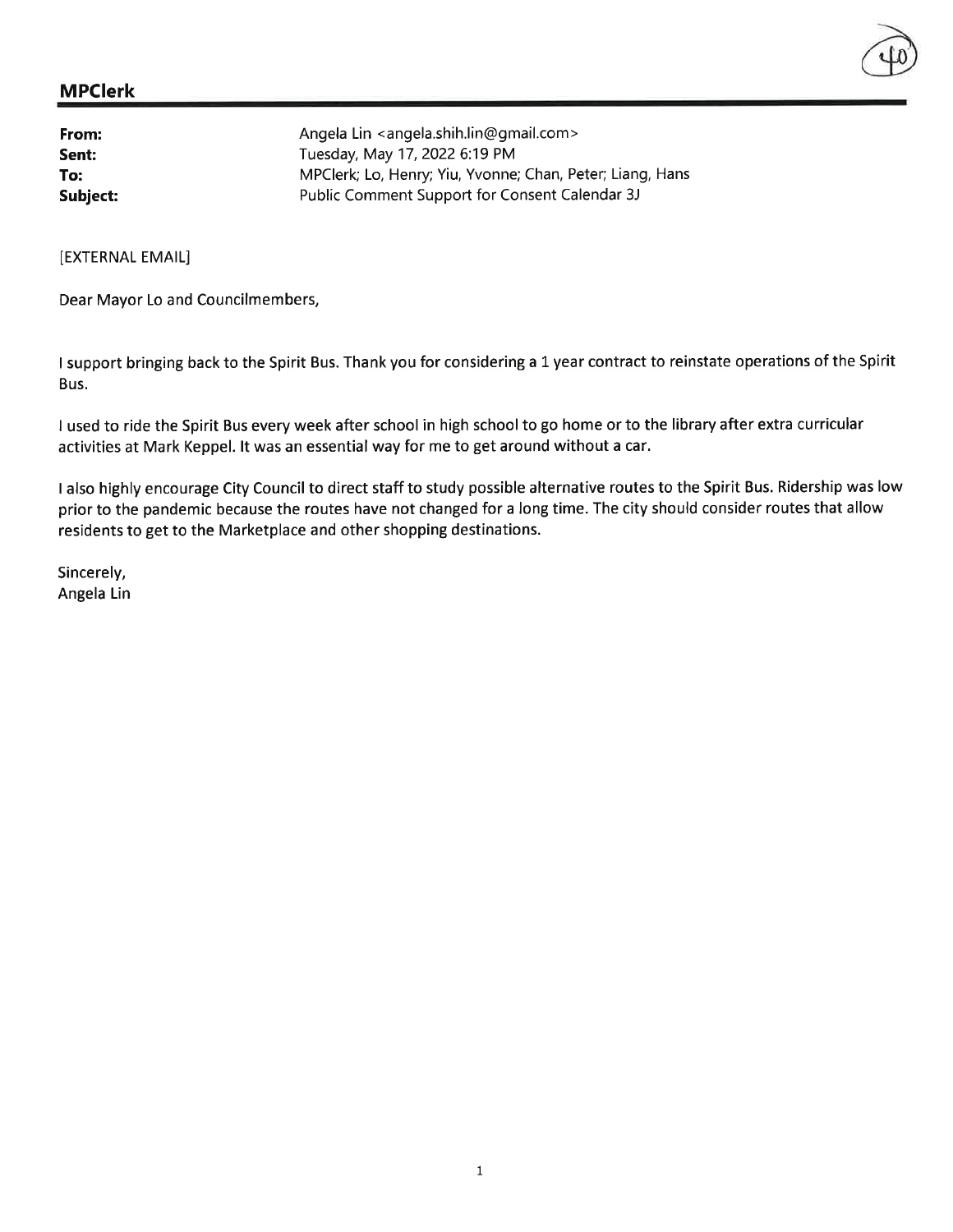**MPClerk**

**From:** Angela Lin <angela.shih.lin@gmail.com>
**Sent:** Tuesday, May 17, 2022 6:19 PM
**To:** MPClerk; Lo, Henry; Yiu, Yvonne; Chan, Peter; Liang, Hans
**Subject:** Public Comment Support for Consent Calendar 3J

[EXTERNAL EMAIL]

Dear Mayor Lo and Councilmembers,

I support bringing back to the Spirit Bus. Thank you for considering a 1 year contract to reinstate operations of the Spirit Bus.

I used to ride the Spirit Bus every week after school in high school to go home or to the library after extra curricular activities at Mark Keppel. It was an essential way for me to get around without a car.

I also highly encourage City Council to direct staff to study possible alternative routes to the Spirit Bus. Ridership was low prior to the pandemic because the routes have not changed for a long time. The city should consider routes that allow residents to get to the Marketplace and other shopping destinations.

Sincerely,
Angela Lin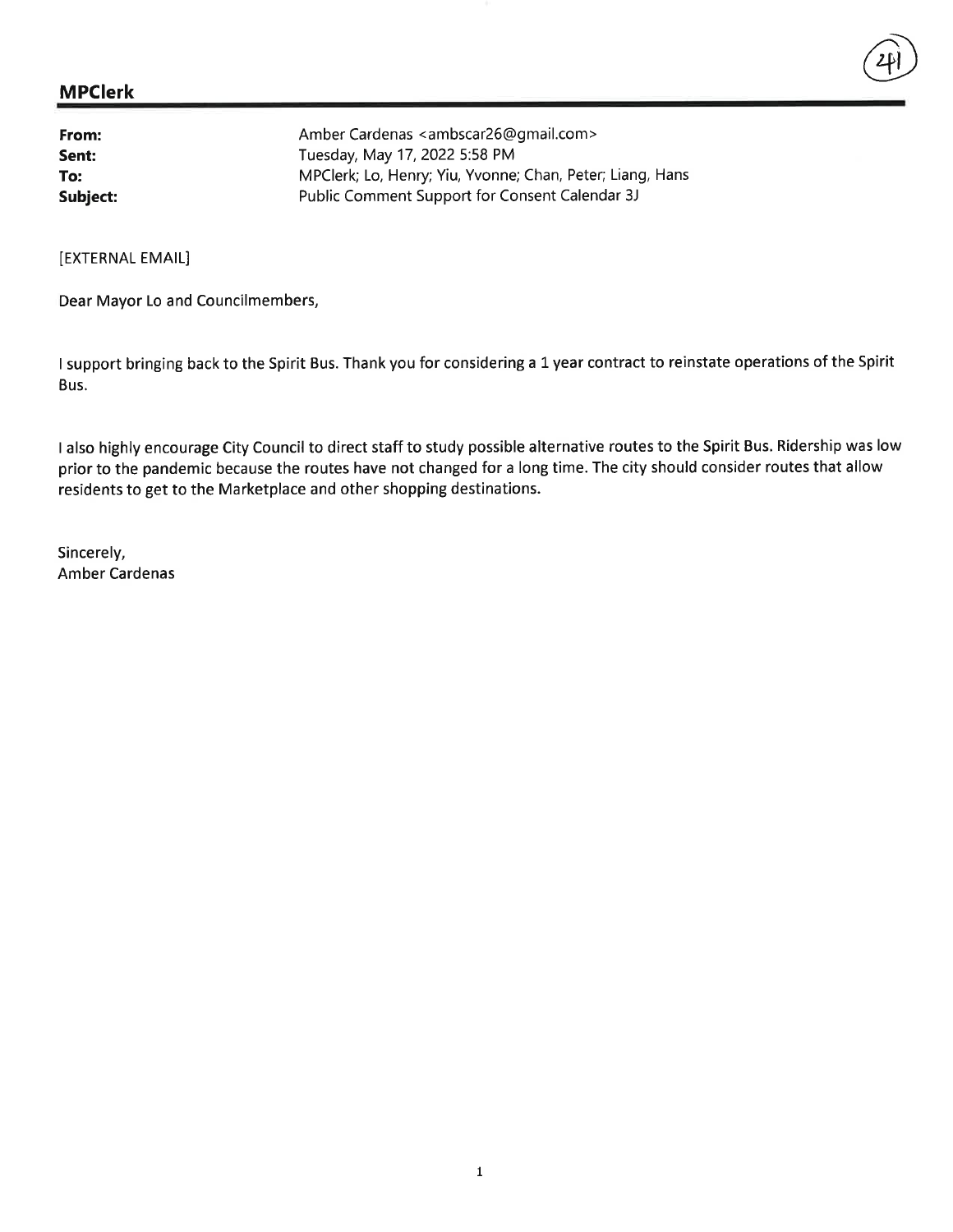## MPClerk

| | |
|---|---|
| **From:** | Amber Cardenas <ambscar26@gmail.com> |
| **Sent:** | Tuesday, May 17, 2022 5:58 PM |
| **To:** | MPClerk; Lo, Henry; Yiu, Yvonne; Chan, Peter; Liang, Hans |
| **Subject:** | Public Comment Support for Consent Calendar 3J |

[EXTERNAL EMAIL]

Dear Mayor Lo and Councilmembers,

I support bringing back to the Spirit Bus. Thank you for considering a 1 year contract to reinstate operations of the Spirit Bus.

I also highly encourage City Council to direct staff to study possible alternative routes to the Spirit Bus. Ridership was low prior to the pandemic because the routes have not changed for a long time. The city should consider routes that allow residents to get to the Marketplace and other shopping destinations.

Sincerely,
Amber Cardenas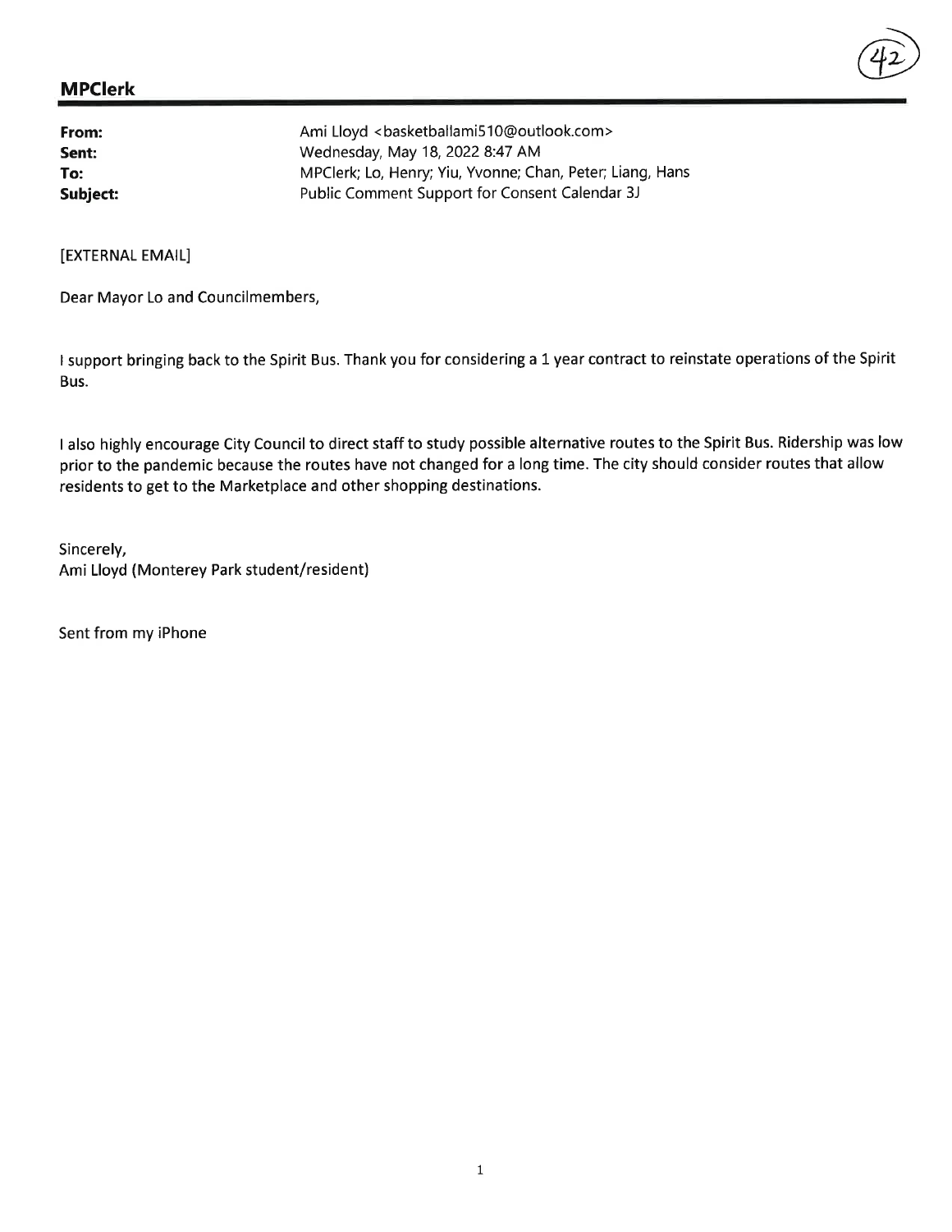## MPClerk

**From:** Ami Lloyd <basketballami510@outlook.com>
**Sent:** Wednesday, May 18, 2022 8:47 AM
**To:** MPClerk; Lo, Henry; Yiu, Yvonne; Chan, Peter; Liang, Hans
**Subject:** Public Comment Support for Consent Calendar 3J

[EXTERNAL EMAIL]

Dear Mayor Lo and Councilmembers,

I support bringing back to the Spirit Bus. Thank you for considering a 1 year contract to reinstate operations of the Spirit Bus.

I also highly encourage City Council to direct staff to study possible alternative routes to the Spirit Bus. Ridership was low prior to the pandemic because the routes have not changed for a long time. The city should consider routes that allow residents to get to the Marketplace and other shopping destinations.

Sincerely,
Ami Lloyd (Monterey Park student/resident)

Sent from my iPhone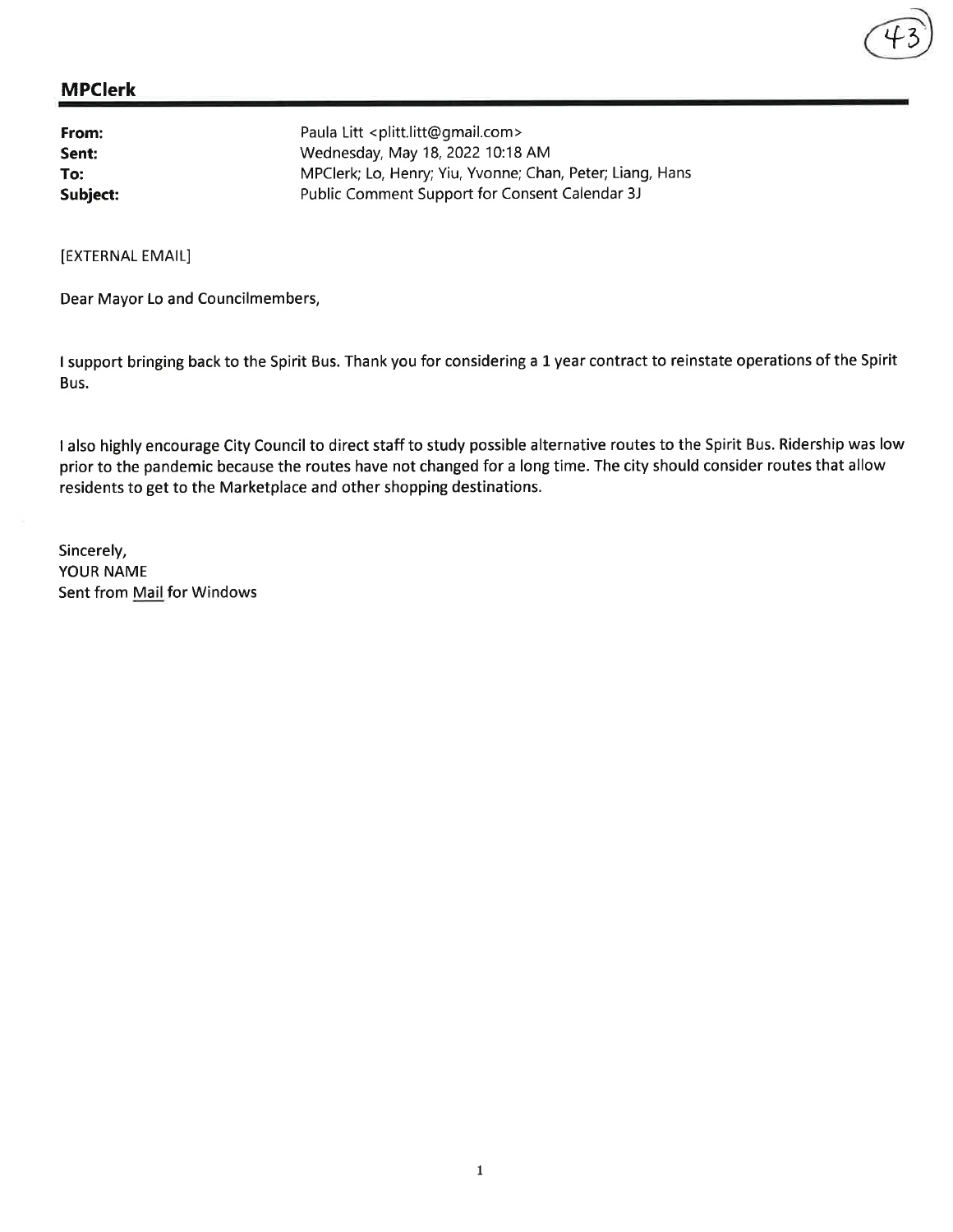## MPClerk

| | |
|---|---|
| **From:** | Paula Litt <plitt.litt@gmail.com> |
| **Sent:** | Wednesday, May 18, 2022 10:18 AM |
| **To:** | MPClerk; Lo, Henry; Yiu, Yvonne; Chan, Peter; Liang, Hans |
| **Subject:** | Public Comment Support for Consent Calendar 3J |

[EXTERNAL EMAIL]

Dear Mayor Lo and Councilmembers,

I support bringing back to the Spirit Bus. Thank you for considering a 1 year contract to reinstate operations of the Spirit Bus.

I also highly encourage City Council to direct staff to study possible alternative routes to the Spirit Bus. Ridership was low prior to the pandemic because the routes have not changed for a long time. The city should consider routes that allow residents to get to the Marketplace and other shopping destinations.

Sincerely,
YOUR NAME
Sent from Mail for Windows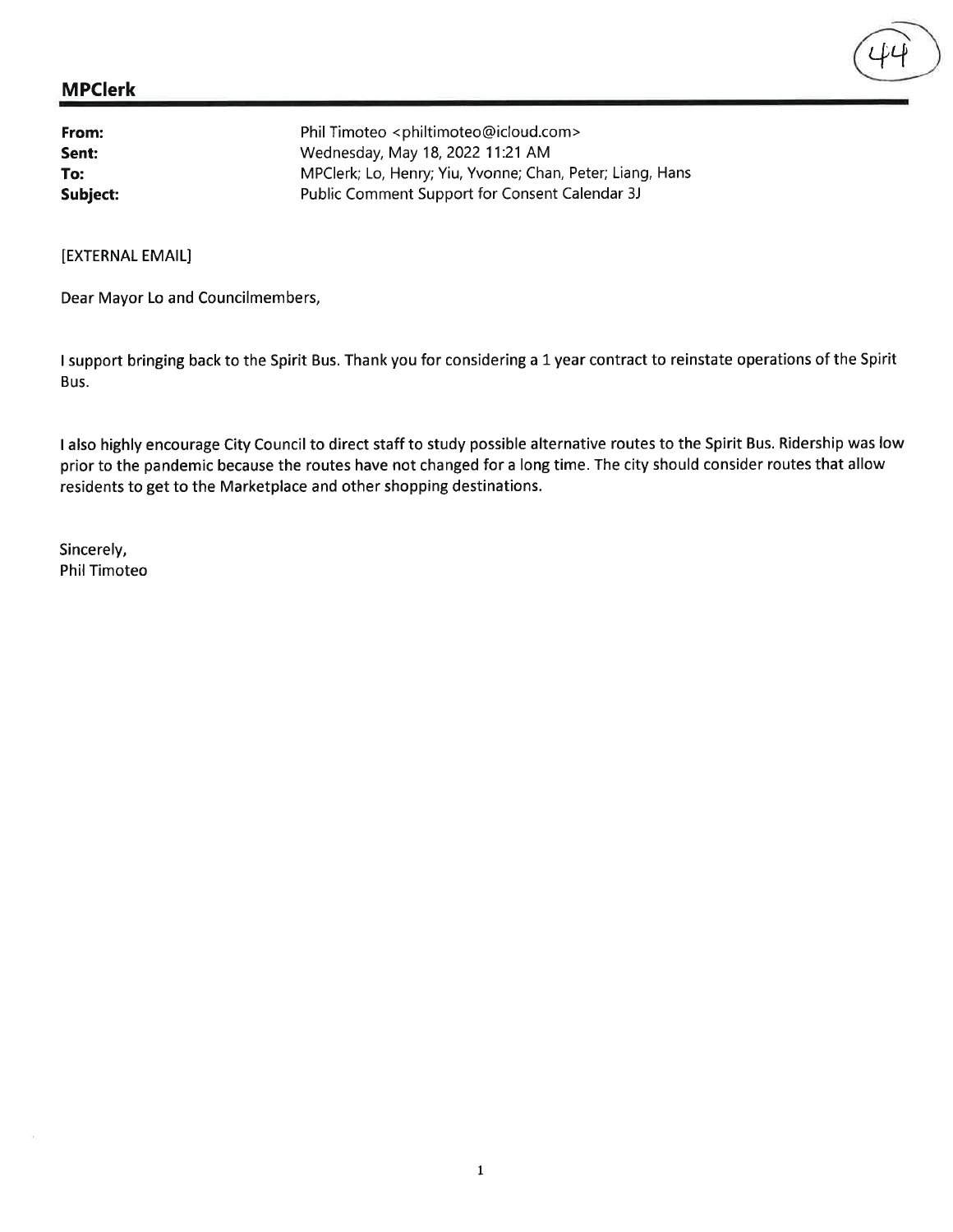## MPClerk

**From:** Phil Timoteo <philtimoteo@icloud.com>
**Sent:** Wednesday, May 18, 2022 11:21 AM
**To:** MPClerk; Lo, Henry; Yiu, Yvonne; Chan, Peter; Liang, Hans
**Subject:** Public Comment Support for Consent Calendar 3J

[EXTERNAL EMAIL]

Dear Mayor Lo and Councilmembers,

I support bringing back to the Spirit Bus. Thank you for considering a 1 year contract to reinstate operations of the Spirit Bus.

I also highly encourage City Council to direct staff to study possible alternative routes to the Spirit Bus. Ridership was low prior to the pandemic because the routes have not changed for a long time. The city should consider routes that allow residents to get to the Marketplace and other shopping destinations.

Sincerely,
Phil Timoteo